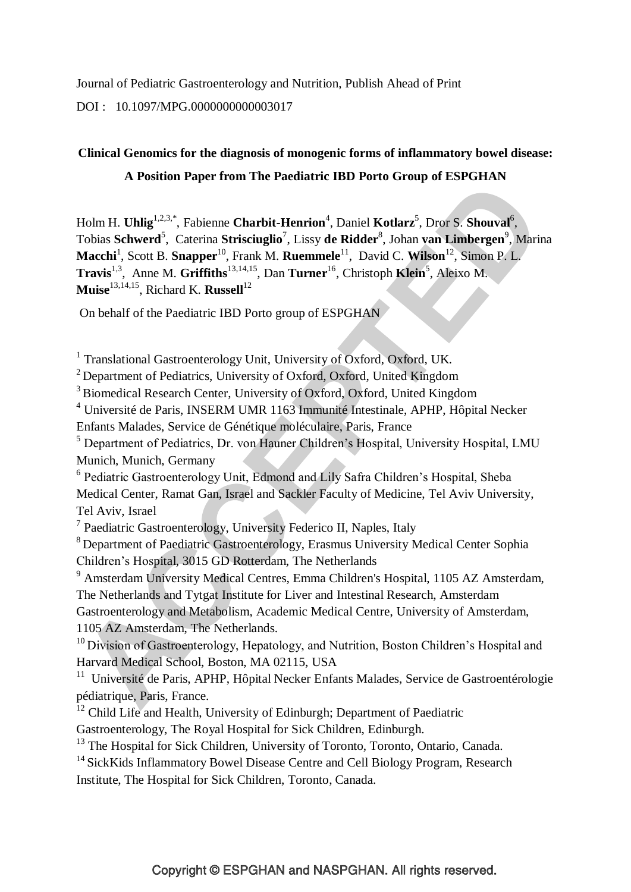Journal of Pediatric Gastroenterology and Nutrition, Publish Ahead of Print

DOI : 10.1097/MPG.0000000000003017

# Clinical Genomics for the diagnosis of monogenic forms of inflammatory bowel disease: A Position Paper from The Paediatric IBD Porto Group of ESPGHAN

Holm H. **Uhlig**[1,2,3,*], Fabienne **Charbit-Henrion**[4], Daniel **Kotlarz**[5], Dror S. **Shouval**[6], Tobias **Schwerd**[5], Caterina **Strisciuglio**[7], Lissy **de Ridder**[8], Johan **van Limbergen**[9], Marina **Macchi**[1], Scott B. **Snapper**[10], Frank M. **Ruemmele**[11], David C. **Wilson**[12], Simon P. L. **Travis**[1,3], Anne M. **Griffiths**[13,14,15], Dan **Turner**[16], Christoph **Klein**[5], Aleixo M. **Muise**[13,14,15], Richard K. **Russell**[12]

On behalf of the Paediatric IBD Porto group of ESPGHAN

[1] Translational Gastroenterology Unit, University of Oxford, Oxford, UK.

[2] Department of Pediatrics, University of Oxford, Oxford, United Kingdom

[3] Biomedical Research Center, University of Oxford, Oxford, United Kingdom

[4] Université de Paris, INSERM UMR 1163 Immunité Intestinale, APHP, Hôpital Necker Enfants Malades, Service de Génétique moléculaire, Paris, France

[5] Department of Pediatrics, Dr. von Hauner Children's Hospital, University Hospital, LMU Munich, Munich, Germany

[6] Pediatric Gastroenterology Unit, Edmond and Lily Safra Children's Hospital, Sheba Medical Center, Ramat Gan, Israel and Sackler Faculty of Medicine, Tel Aviv University, Tel Aviv, Israel

[7] Paediatric Gastroenterology, University Federico II, Naples, Italy

[8] Department of Paediatric Gastroenterology, Erasmus University Medical Center Sophia Children's Hospital, 3015 GD Rotterdam, The Netherlands

[9] Amsterdam University Medical Centres, Emma Children's Hospital, 1105 AZ Amsterdam, The Netherlands and Tytgat Institute for Liver and Intestinal Research, Amsterdam Gastroenterology and Metabolism, Academic Medical Centre, University of Amsterdam, 1105 AZ Amsterdam, The Netherlands.

[10] Division of Gastroenterology, Hepatology, and Nutrition, Boston Children's Hospital and Harvard Medical School, Boston, MA 02115, USA

[11] Université de Paris, APHP, Hôpital Necker Enfants Malades, Service de Gastroentérologie pédiatrique, Paris, France.

[12] Child Life and Health, University of Edinburgh; Department of Paediatric Gastroenterology, The Royal Hospital for Sick Children, Edinburgh.

[13] The Hospital for Sick Children, University of Toronto, Toronto, Ontario, Canada.

[14] SickKids Inflammatory Bowel Disease Centre and Cell Biology Program, Research Institute, The Hospital for Sick Children, Toronto, Canada.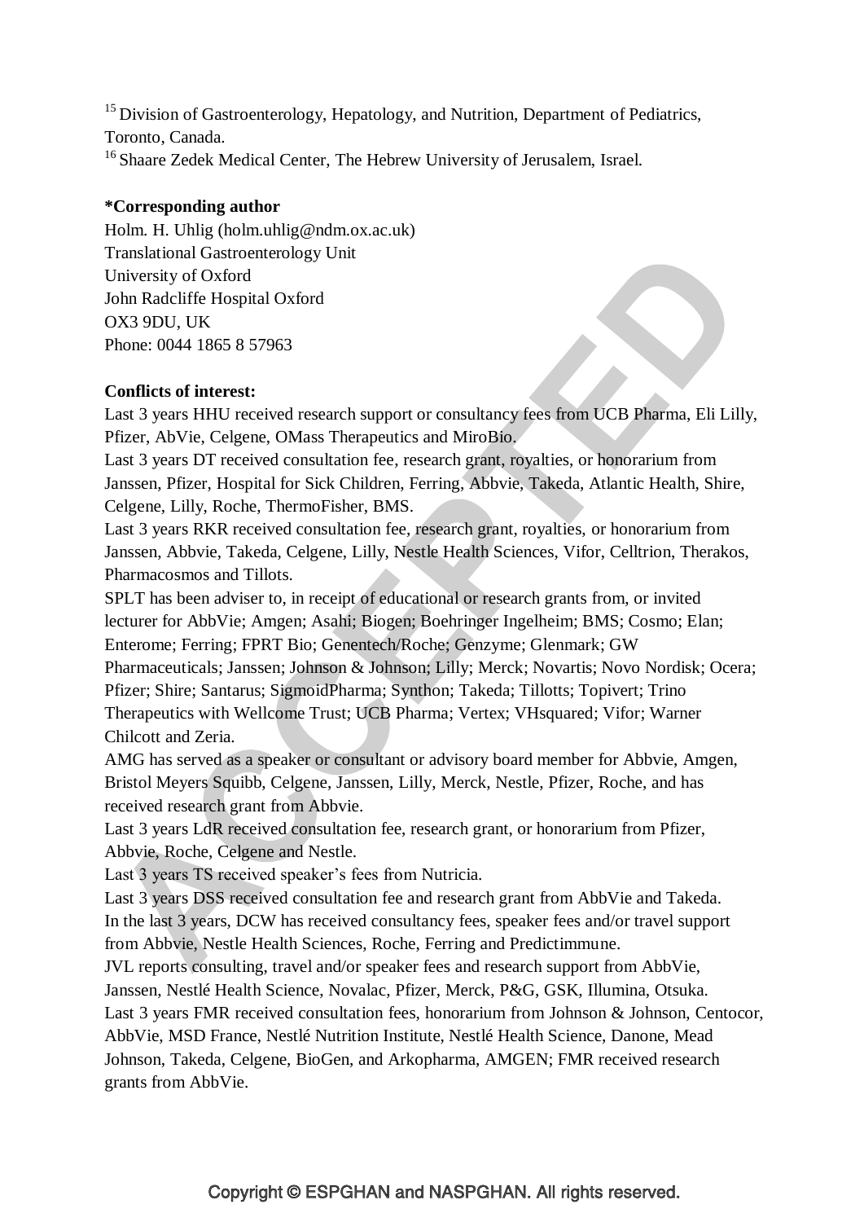[15] Division of Gastroenterology, Hepatology, and Nutrition, Department of Pediatrics, Toronto, Canada.
[16] Shaare Zedek Medical Center, The Hebrew University of Jerusalem, Israel.

**\*Corresponding author**
Holm. H. Uhlig (holm.uhlig@ndm.ox.ac.uk)
Translational Gastroenterology Unit
University of Oxford
John Radcliffe Hospital Oxford
OX3 9DU, UK
Phone: 0044 1865 8 57963

**Conflicts of interest:**
Last 3 years HHU received research support or consultancy fees from UCB Pharma, Eli Lilly, Pfizer, AbVie, Celgene, OMass Therapeutics and MiroBio.
Last 3 years DT received consultation fee, research grant, royalties, or honorarium from Janssen, Pfizer, Hospital for Sick Children, Ferring, Abbvie, Takeda, Atlantic Health, Shire, Celgene, Lilly, Roche, ThermoFisher, BMS.
Last 3 years RKR received consultation fee, research grant, royalties, or honorarium from Janssen, Abbvie, Takeda, Celgene, Lilly, Nestle Health Sciences, Vifor, Celltrion, Therakos, Pharmacosmos and Tillots.
SPLT has been adviser to, in receipt of educational or research grants from, or invited lecturer for AbbVie; Amgen; Asahi; Biogen; Boehringer Ingelheim; BMS; Cosmo; Elan; Enterome; Ferring; FPRT Bio; Genentech/Roche; Genzyme; Glenmark; GW Pharmaceuticals; Janssen; Johnson & Johnson; Lilly; Merck; Novartis; Novo Nordisk; Ocera; Pfizer; Shire; Santarus; SigmoidPharma; Synthon; Takeda; Tillotts; Topivert; Trino Therapeutics with Wellcome Trust; UCB Pharma; Vertex; VHsquared; Vifor; Warner Chilcott and Zeria.
AMG has served as a speaker or consultant or advisory board member for Abbvie, Amgen, Bristol Meyers Squibb, Celgene, Janssen, Lilly, Merck, Nestle, Pfizer, Roche, and has received research grant from Abbvie.
Last 3 years LdR received consultation fee, research grant, or honorarium from Pfizer, Abbvie, Roche, Celgene and Nestle.
Last 3 years TS received speaker's fees from Nutricia.
Last 3 years DSS received consultation fee and research grant from AbbVie and Takeda.
In the last 3 years, DCW has received consultancy fees, speaker fees and/or travel support from Abbvie, Nestle Health Sciences, Roche, Ferring and Predictimmune.
JVL reports consulting, travel and/or speaker fees and research support from AbbVie, Janssen, Nestlé Health Science, Novalac, Pfizer, Merck, P&G, GSK, Illumina, Otsuka.
Last 3 years FMR received consultation fees, honorarium from Johnson & Johnson, Centocor, AbbVie, MSD France, Nestlé Nutrition Institute, Nestlé Health Science, Danone, Mead Johnson, Takeda, Celgene, BioGen, and Arkopharma, AMGEN; FMR received research grants from AbbVie.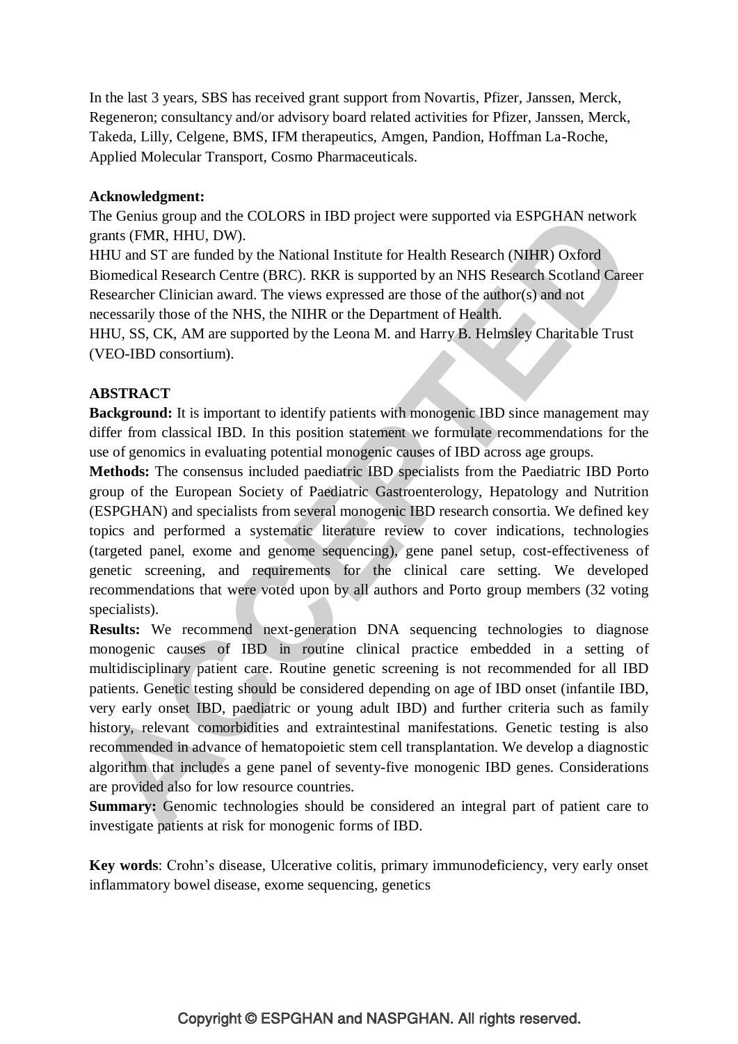In the last 3 years, SBS has received grant support from Novartis, Pfizer, Janssen, Merck, Regeneron; consultancy and/or advisory board related activities for Pfizer, Janssen, Merck, Takeda, Lilly, Celgene, BMS, IFM therapeutics, Amgen, Pandion, Hoffman La-Roche, Applied Molecular Transport, Cosmo Pharmaceuticals.

**Acknowledgment:**

The Genius group and the COLORS in IBD project were supported via ESPGHAN network grants (FMR, HHU, DW).

HHU and ST are funded by the National Institute for Health Research (NIHR) Oxford Biomedical Research Centre (BRC). RKR is supported by an NHS Research Scotland Career Researcher Clinician award. The views expressed are those of the author(s) and not necessarily those of the NHS, the NIHR or the Department of Health.

HHU, SS, CK, AM are supported by the Leona M. and Harry B. Helmsley Charitable Trust (VEO-IBD consortium).

## ABSTRACT

**Background:** It is important to identify patients with monogenic IBD since management may differ from classical IBD. In this position statement we formulate recommendations for the use of genomics in evaluating potential monogenic causes of IBD across age groups.

**Methods:** The consensus included paediatric IBD specialists from the Paediatric IBD Porto group of the European Society of Paediatric Gastroenterology, Hepatology and Nutrition (ESPGHAN) and specialists from several monogenic IBD research consortia. We defined key topics and performed a systematic literature review to cover indications, technologies (targeted panel, exome and genome sequencing), gene panel setup, cost-effectiveness of genetic screening, and requirements for the clinical care setting. We developed recommendations that were voted upon by all authors and Porto group members (32 voting specialists).

**Results:** We recommend next-generation DNA sequencing technologies to diagnose monogenic causes of IBD in routine clinical practice embedded in a setting of multidisciplinary patient care. Routine genetic screening is not recommended for all IBD patients. Genetic testing should be considered depending on age of IBD onset (infantile IBD, very early onset IBD, paediatric or young adult IBD) and further criteria such as family history, relevant comorbidities and extraintestinal manifestations. Genetic testing is also recommended in advance of hematopoietic stem cell transplantation. We develop a diagnostic algorithm that includes a gene panel of seventy-five monogenic IBD genes. Considerations are provided also for low resource countries.

**Summary:** Genomic technologies should be considered an integral part of patient care to investigate patients at risk for monogenic forms of IBD.

**Key words**: Crohn's disease, Ulcerative colitis, primary immunodeficiency, very early onset inflammatory bowel disease, exome sequencing, genetics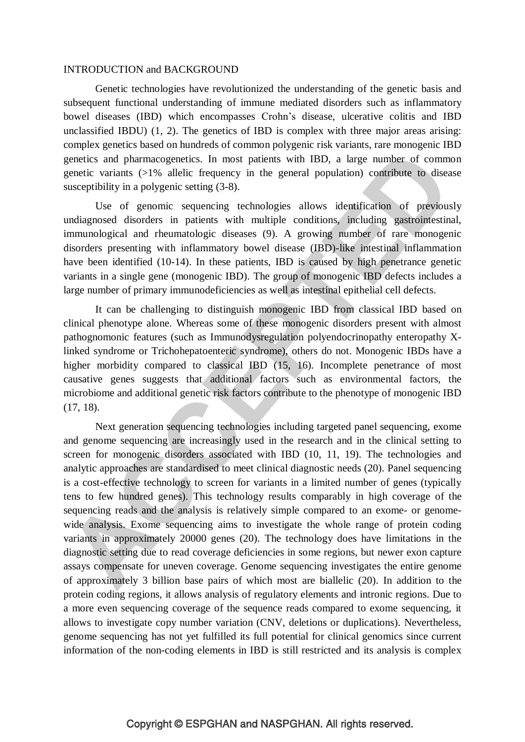INTRODUCTION and BACKGROUND

Genetic technologies have revolutionized the understanding of the genetic basis and subsequent functional understanding of immune mediated disorders such as inflammatory bowel diseases (IBD) which encompasses Crohn's disease, ulcerative colitis and IBD unclassified IBDU) (1, 2). The genetics of IBD is complex with three major areas arising: complex genetics based on hundreds of common polygenic risk variants, rare monogenic IBD genetics and pharmacogenetics. In most patients with IBD, a large number of common genetic variants (>1% allelic frequency in the general population) contribute to disease susceptibility in a polygenic setting (3-8).

Use of genomic sequencing technologies allows identification of previously undiagnosed disorders in patients with multiple conditions, including gastrointestinal, immunological and rheumatologic diseases (9). A growing number of rare monogenic disorders presenting with inflammatory bowel disease (IBD)-like intestinal inflammation have been identified (10-14). In these patients, IBD is caused by high penetrance genetic variants in a single gene (monogenic IBD). The group of monogenic IBD defects includes a large number of primary immunodeficiencies as well as intestinal epithelial cell defects.

It can be challenging to distinguish monogenic IBD from classical IBD based on clinical phenotype alone. Whereas some of these monogenic disorders present with almost pathognomonic features (such as Immunodysregulation polyendocrinopathy enteropathy X-linked syndrome or Trichohepatoenteric syndrome), others do not. Monogenic IBDs have a higher morbidity compared to classical IBD (15, 16). Incomplete penetrance of most causative genes suggests that additional factors such as environmental factors, the microbiome and additional genetic risk factors contribute to the phenotype of monogenic IBD (17, 18).

Next generation sequencing technologies including targeted panel sequencing, exome and genome sequencing are increasingly used in the research and in the clinical setting to screen for monogenic disorders associated with IBD (10, 11, 19). The technologies and analytic approaches are standardised to meet clinical diagnostic needs (20). Panel sequencing is a cost-effective technology to screen for variants in a limited number of genes (typically tens to few hundred genes). This technology results comparably in high coverage of the sequencing reads and the analysis is relatively simple compared to an exome- or genome-wide analysis. Exome sequencing aims to investigate the whole range of protein coding variants in approximately 20000 genes (20). The technology does have limitations in the diagnostic setting due to read coverage deficiencies in some regions, but newer exon capture assays compensate for uneven coverage. Genome sequencing investigates the entire genome of approximately 3 billion base pairs of which most are biallelic (20). In addition to the protein coding regions, it allows analysis of regulatory elements and intronic regions. Due to a more even sequencing coverage of the sequence reads compared to exome sequencing, it allows to investigate copy number variation (CNV, deletions or duplications). Nevertheless, genome sequencing has not yet fulfilled its full potential for clinical genomics since current information of the non-coding elements in IBD is still restricted and its analysis is complex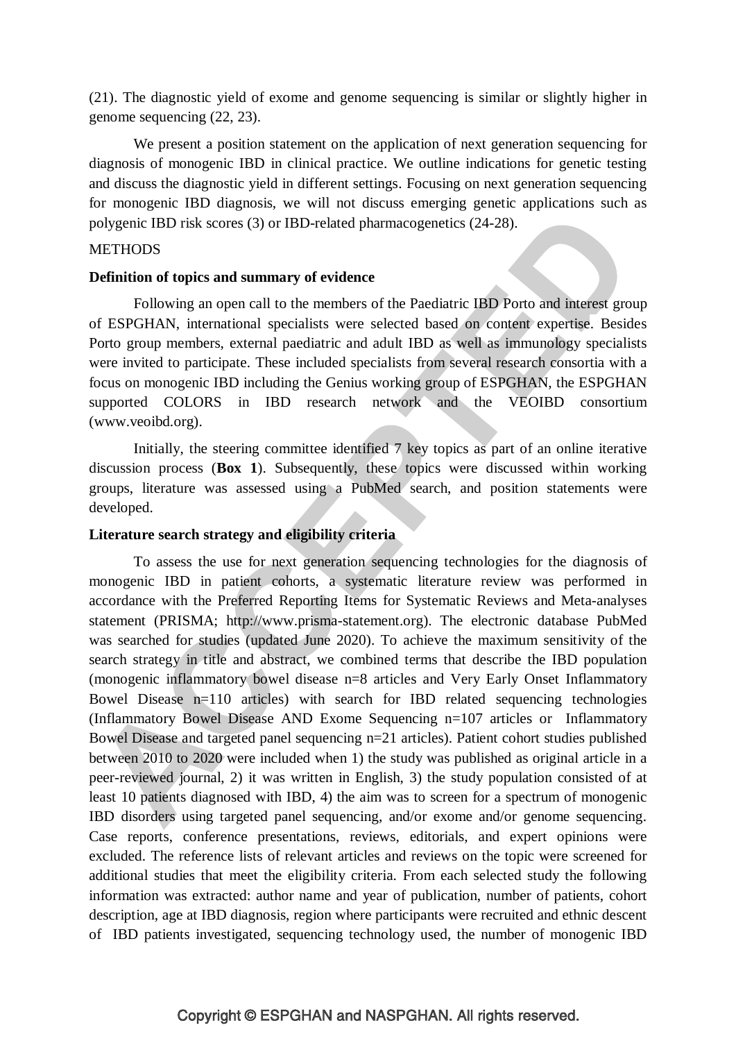(21). The diagnostic yield of exome and genome sequencing is similar or slightly higher in genome sequencing (22, 23).

We present a position statement on the application of next generation sequencing for diagnosis of monogenic IBD in clinical practice. We outline indications for genetic testing and discuss the diagnostic yield in different settings. Focusing on next generation sequencing for monogenic IBD diagnosis, we will not discuss emerging genetic applications such as polygenic IBD risk scores (3) or IBD-related pharmacogenetics (24-28).

METHODS

**Definition of topics and summary of evidence**

Following an open call to the members of the Paediatric IBD Porto and interest group of ESPGHAN, international specialists were selected based on content expertise. Besides Porto group members, external paediatric and adult IBD as well as immunology specialists were invited to participate. These included specialists from several research consortia with a focus on monogenic IBD including the Genius working group of ESPGHAN, the ESPGHAN supported COLORS in IBD research network and the VEOIBD consortium (www.veoibd.org).

Initially, the steering committee identified 7 key topics as part of an online iterative discussion process (**Box 1**). Subsequently, these topics were discussed within working groups, literature was assessed using a PubMed search, and position statements were developed.

**Literature search strategy and eligibility criteria**

To assess the use for next generation sequencing technologies for the diagnosis of monogenic IBD in patient cohorts, a systematic literature review was performed in accordance with the Preferred Reporting Items for Systematic Reviews and Meta-analyses statement (PRISMA; http://www.prisma-statement.org). The electronic database PubMed was searched for studies (updated June 2020). To achieve the maximum sensitivity of the search strategy in title and abstract, we combined terms that describe the IBD population (monogenic inflammatory bowel disease n=8 articles and Very Early Onset Inflammatory Bowel Disease n=110 articles) with search for IBD related sequencing technologies (Inflammatory Bowel Disease AND Exome Sequencing n=107 articles or Inflammatory Bowel Disease and targeted panel sequencing n=21 articles). Patient cohort studies published between 2010 to 2020 were included when 1) the study was published as original article in a peer-reviewed journal, 2) it was written in English, 3) the study population consisted of at least 10 patients diagnosed with IBD, 4) the aim was to screen for a spectrum of monogenic IBD disorders using targeted panel sequencing, and/or exome and/or genome sequencing. Case reports, conference presentations, reviews, editorials, and expert opinions were excluded. The reference lists of relevant articles and reviews on the topic were screened for additional studies that meet the eligibility criteria. From each selected study the following information was extracted: author name and year of publication, number of patients, cohort description, age at IBD diagnosis, region where participants were recruited and ethnic descent of IBD patients investigated, sequencing technology used, the number of monogenic IBD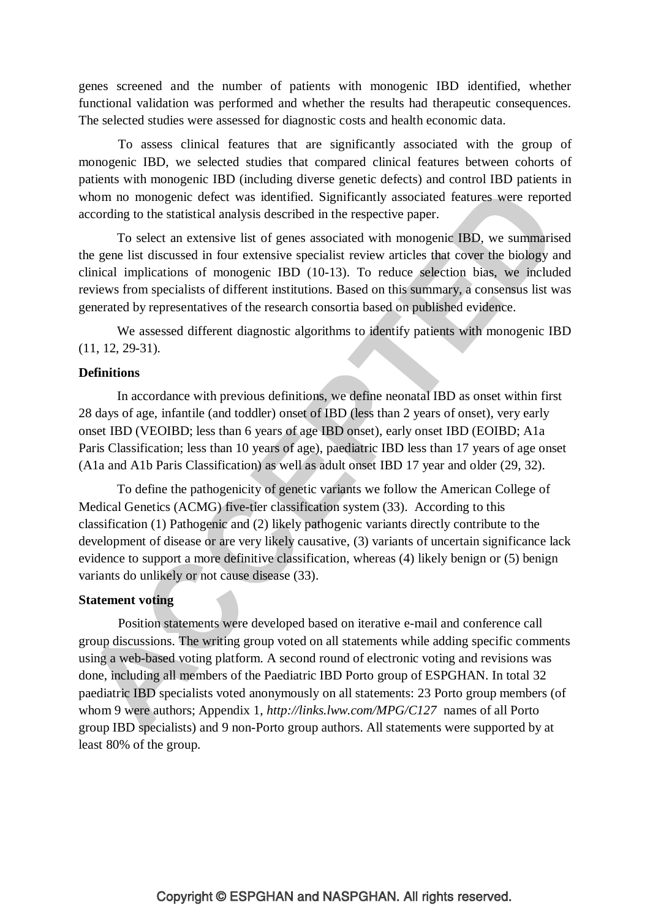genes screened and the number of patients with monogenic IBD identified, whether functional validation was performed and whether the results had therapeutic consequences. The selected studies were assessed for diagnostic costs and health economic data.

To assess clinical features that are significantly associated with the group of monogenic IBD, we selected studies that compared clinical features between cohorts of patients with monogenic IBD (including diverse genetic defects) and control IBD patients in whom no monogenic defect was identified. Significantly associated features were reported according to the statistical analysis described in the respective paper.

To select an extensive list of genes associated with monogenic IBD, we summarised the gene list discussed in four extensive specialist review articles that cover the biology and clinical implications of monogenic IBD (10-13). To reduce selection bias, we included reviews from specialists of different institutions. Based on this summary, a consensus list was generated by representatives of the research consortia based on published evidence.

We assessed different diagnostic algorithms to identify patients with monogenic IBD (11, 12, 29-31).

**Definitions**

In accordance with previous definitions, we define neonatal IBD as onset within first 28 days of age, infantile (and toddler) onset of IBD (less than 2 years of onset), very early onset IBD (VEOIBD; less than 6 years of age IBD onset), early onset IBD (EOIBD; A1a Paris Classification; less than 10 years of age), paediatric IBD less than 17 years of age onset (A1a and A1b Paris Classification) as well as adult onset IBD 17 year and older (29, 32).

To define the pathogenicity of genetic variants we follow the American College of Medical Genetics (ACMG) five-tier classification system (33). According to this classification (1) Pathogenic and (2) likely pathogenic variants directly contribute to the development of disease or are very likely causative, (3) variants of uncertain significance lack evidence to support a more definitive classification, whereas (4) likely benign or (5) benign variants do unlikely or not cause disease (33).

**Statement voting**

Position statements were developed based on iterative e-mail and conference call group discussions. The writing group voted on all statements while adding specific comments using a web-based voting platform. A second round of electronic voting and revisions was done, including all members of the Paediatric IBD Porto group of ESPGHAN. In total 32 paediatric IBD specialists voted anonymously on all statements: 23 Porto group members (of whom 9 were authors; Appendix 1, *http://links.lww.com/MPG/C127* names of all Porto group IBD specialists) and 9 non-Porto group authors. All statements were supported by at least 80% of the group.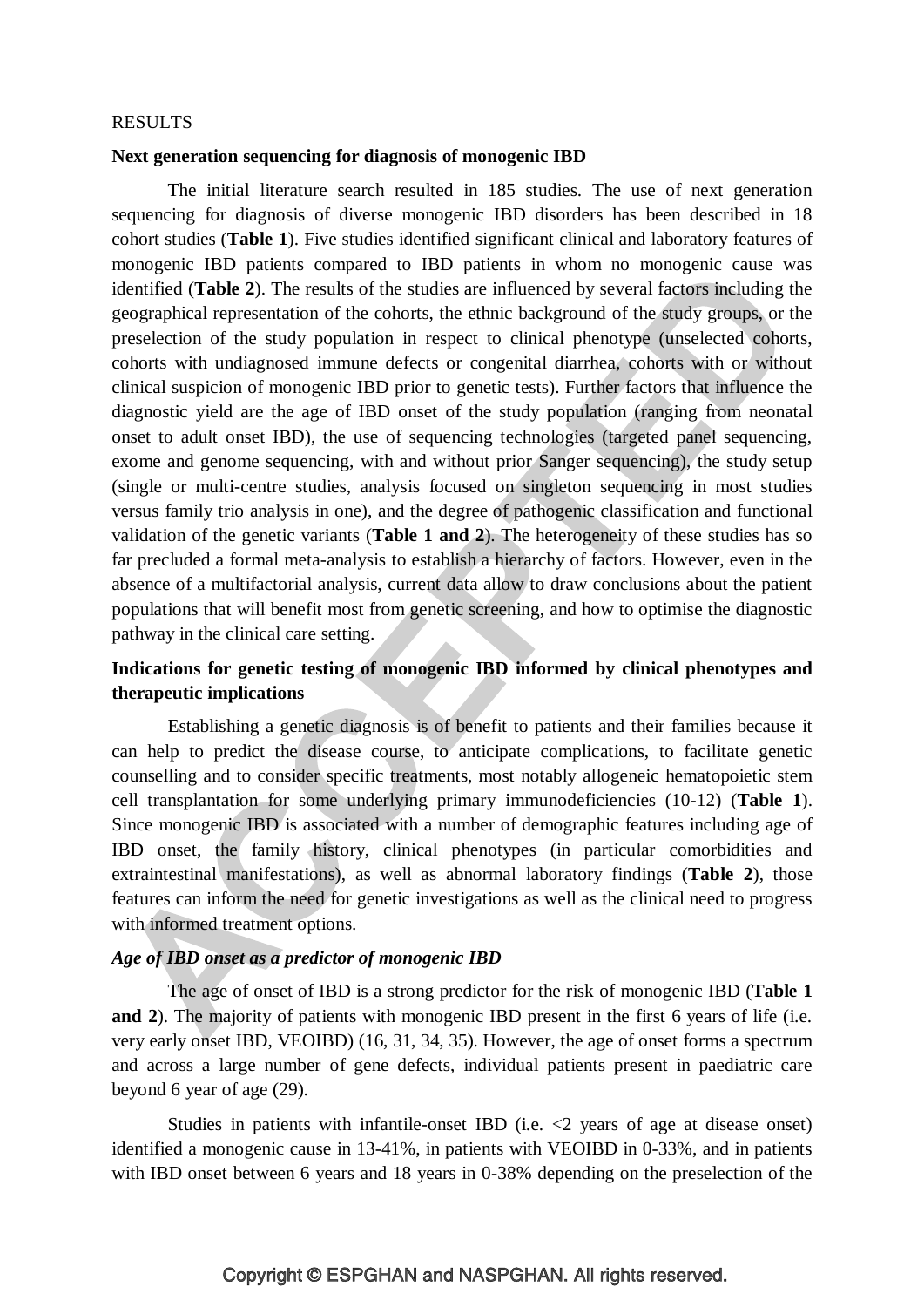RESULTS

## Next generation sequencing for diagnosis of monogenic IBD

The initial literature search resulted in 185 studies. The use of next generation sequencing for diagnosis of diverse monogenic IBD disorders has been described in 18 cohort studies (**Table 1**). Five studies identified significant clinical and laboratory features of monogenic IBD patients compared to IBD patients in whom no monogenic cause was identified (**Table 2**). The results of the studies are influenced by several factors including the geographical representation of the cohorts, the ethnic background of the study groups, or the preselection of the study population in respect to clinical phenotype (unselected cohorts, cohorts with undiagnosed immune defects or congenital diarrhea, cohorts with or without clinical suspicion of monogenic IBD prior to genetic tests). Further factors that influence the diagnostic yield are the age of IBD onset of the study population (ranging from neonatal onset to adult onset IBD), the use of sequencing technologies (targeted panel sequencing, exome and genome sequencing, with and without prior Sanger sequencing), the study setup (single or multi-centre studies, analysis focused on singleton sequencing in most studies versus family trio analysis in one), and the degree of pathogenic classification and functional validation of the genetic variants (**Table 1 and 2**). The heterogeneity of these studies has so far precluded a formal meta-analysis to establish a hierarchy of factors. However, even in the absence of a multifactorial analysis, current data allow to draw conclusions about the patient populations that will benefit most from genetic screening, and how to optimise the diagnostic pathway in the clinical care setting.

## Indications for genetic testing of monogenic IBD informed by clinical phenotypes and therapeutic implications

Establishing a genetic diagnosis is of benefit to patients and their families because it can help to predict the disease course, to anticipate complications, to facilitate genetic counselling and to consider specific treatments, most notably allogeneic hematopoietic stem cell transplantation for some underlying primary immunodeficiencies (10-12) (**Table 1**). Since monogenic IBD is associated with a number of demographic features including age of IBD onset, the family history, clinical phenotypes (in particular comorbidities and extraintestinal manifestations), as well as abnormal laboratory findings (**Table 2**), those features can inform the need for genetic investigations as well as the clinical need to progress with informed treatment options.

### *Age of IBD onset as a predictor of monogenic IBD*

The age of onset of IBD is a strong predictor for the risk of monogenic IBD (**Table 1 and 2**). The majority of patients with monogenic IBD present in the first 6 years of life (i.e. very early onset IBD, VEOIBD) (16, 31, 34, 35). However, the age of onset forms a spectrum and across a large number of gene defects, individual patients present in paediatric care beyond 6 year of age (29).

Studies in patients with infantile-onset IBD (i.e. <2 years of age at disease onset) identified a monogenic cause in 13-41%, in patients with VEOIBD in 0-33%, and in patients with IBD onset between 6 years and 18 years in 0-38% depending on the preselection of the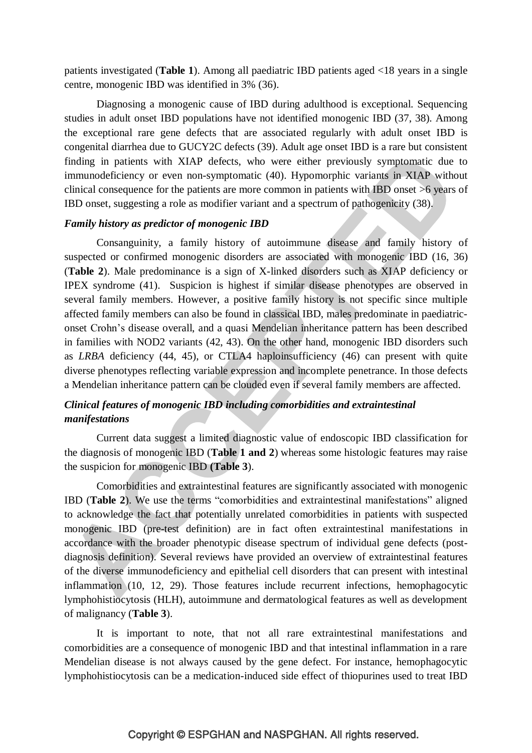patients investigated (**Table 1**). Among all paediatric IBD patients aged <18 years in a single centre, monogenic IBD was identified in 3% (36).

Diagnosing a monogenic cause of IBD during adulthood is exceptional. Sequencing studies in adult onset IBD populations have not identified monogenic IBD (37, 38). Among the exceptional rare gene defects that are associated regularly with adult onset IBD is congenital diarrhea due to GUCY2C defects (39). Adult age onset IBD is a rare but consistent finding in patients with XIAP defects, who were either previously symptomatic due to immunodeficiency or even non-symptomatic (40). Hypomorphic variants in XIAP without clinical consequence for the patients are more common in patients with IBD onset >6 years of IBD onset, suggesting a role as modifier variant and a spectrum of pathogenicity (38).

### *Family history as predictor of monogenic IBD*

Consanguinity, a family history of autoimmune disease and family history of suspected or confirmed monogenic disorders are associated with monogenic IBD (16, 36) (**Table 2**). Male predominance is a sign of X-linked disorders such as XIAP deficiency or IPEX syndrome (41). Suspicion is highest if similar disease phenotypes are observed in several family members. However, a positive family history is not specific since multiple affected family members can also be found in classical IBD, males predominate in paediatric-onset Crohn's disease overall, and a quasi Mendelian inheritance pattern has been described in families with NOD2 variants (42, 43). On the other hand, monogenic IBD disorders such as *LRBA* deficiency (44, 45), or CTLA4 haploinsufficiency (46) can present with quite diverse phenotypes reflecting variable expression and incomplete penetrance. In those defects a Mendelian inheritance pattern can be clouded even if several family members are affected.

### *Clinical features of monogenic IBD including comorbidities and extraintestinal manifestations*

Current data suggest a limited diagnostic value of endoscopic IBD classification for the diagnosis of monogenic IBD (**Table 1 and 2**) whereas some histologic features may raise the suspicion for monogenic IBD **(Table 3**).

Comorbidities and extraintestinal features are significantly associated with monogenic IBD (**Table 2**). We use the terms "comorbidities and extraintestinal manifestations" aligned to acknowledge the fact that potentially unrelated comorbidities in patients with suspected monogenic IBD (pre-test definition) are in fact often extraintestinal manifestations in accordance with the broader phenotypic disease spectrum of individual gene defects (post-diagnosis definition). Several reviews have provided an overview of extraintestinal features of the diverse immunodeficiency and epithelial cell disorders that can present with intestinal inflammation (10, 12, 29). Those features include recurrent infections, hemophagocytic lymphohistiocytosis (HLH), autoimmune and dermatological features as well as development of malignancy (**Table 3**).

It is important to note, that not all rare extraintestinal manifestations and comorbidities are a consequence of monogenic IBD and that intestinal inflammation in a rare Mendelian disease is not always caused by the gene defect. For instance, hemophagocytic lymphohistiocytosis can be a medication-induced side effect of thiopurines used to treat IBD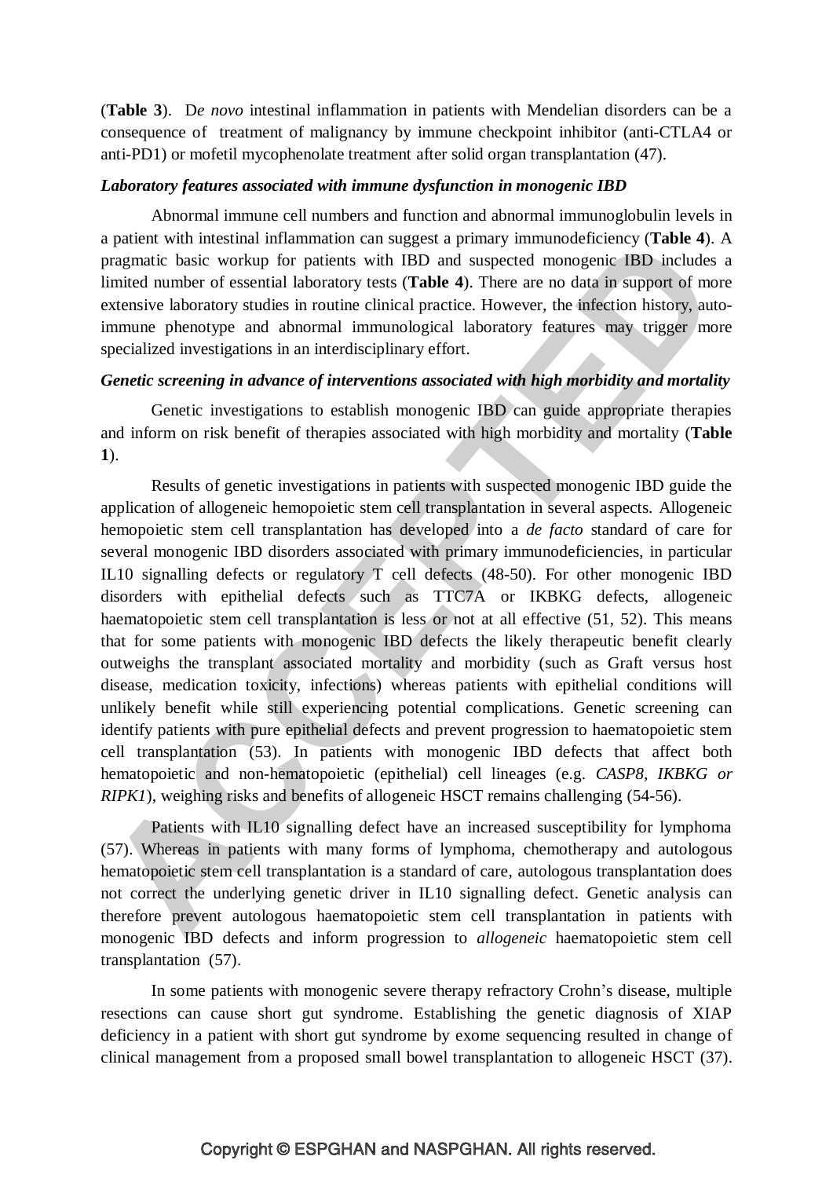(**Table 3**). D*e novo* intestinal inflammation in patients with Mendelian disorders can be a consequence of treatment of malignancy by immune checkpoint inhibitor (anti-CTLA4 or anti-PD1) or mofetil mycophenolate treatment after solid organ transplantation (47).

### *Laboratory features associated with immune dysfunction in monogenic IBD*

Abnormal immune cell numbers and function and abnormal immunoglobulin levels in a patient with intestinal inflammation can suggest a primary immunodeficiency (**Table 4**). A pragmatic basic workup for patients with IBD and suspected monogenic IBD includes a limited number of essential laboratory tests (**Table 4**). There are no data in support of more extensive laboratory studies in routine clinical practice. However, the infection history, auto-immune phenotype and abnormal immunological laboratory features may trigger more specialized investigations in an interdisciplinary effort.

### *Genetic screening in advance of interventions associated with high morbidity and mortality*

Genetic investigations to establish monogenic IBD can guide appropriate therapies and inform on risk benefit of therapies associated with high morbidity and mortality (**Table 1**).

Results of genetic investigations in patients with suspected monogenic IBD guide the application of allogeneic hemopoietic stem cell transplantation in several aspects. Allogeneic hemopoietic stem cell transplantation has developed into a *de facto* standard of care for several monogenic IBD disorders associated with primary immunodeficiencies, in particular IL10 signalling defects or regulatory T cell defects (48-50). For other monogenic IBD disorders with epithelial defects such as TTC7A or IKBKG defects, allogeneic haematopoietic stem cell transplantation is less or not at all effective (51, 52). This means that for some patients with monogenic IBD defects the likely therapeutic benefit clearly outweighs the transplant associated mortality and morbidity (such as Graft versus host disease, medication toxicity, infections) whereas patients with epithelial conditions will unlikely benefit while still experiencing potential complications. Genetic screening can identify patients with pure epithelial defects and prevent progression to haematopoietic stem cell transplantation (53). In patients with monogenic IBD defects that affect both hematopoietic and non-hematopoietic (epithelial) cell lineages (e.g. *CASP8*, *IKBKG or RIPK1*), weighing risks and benefits of allogeneic HSCT remains challenging (54-56).

Patients with IL10 signalling defect have an increased susceptibility for lymphoma (57). Whereas in patients with many forms of lymphoma, chemotherapy and autologous hematopoietic stem cell transplantation is a standard of care, autologous transplantation does not correct the underlying genetic driver in IL10 signalling defect. Genetic analysis can therefore prevent autologous haematopoietic stem cell transplantation in patients with monogenic IBD defects and inform progression to *allogeneic* haematopoietic stem cell transplantation (57).

In some patients with monogenic severe therapy refractory Crohn's disease, multiple resections can cause short gut syndrome. Establishing the genetic diagnosis of XIAP deficiency in a patient with short gut syndrome by exome sequencing resulted in change of clinical management from a proposed small bowel transplantation to allogeneic HSCT (37).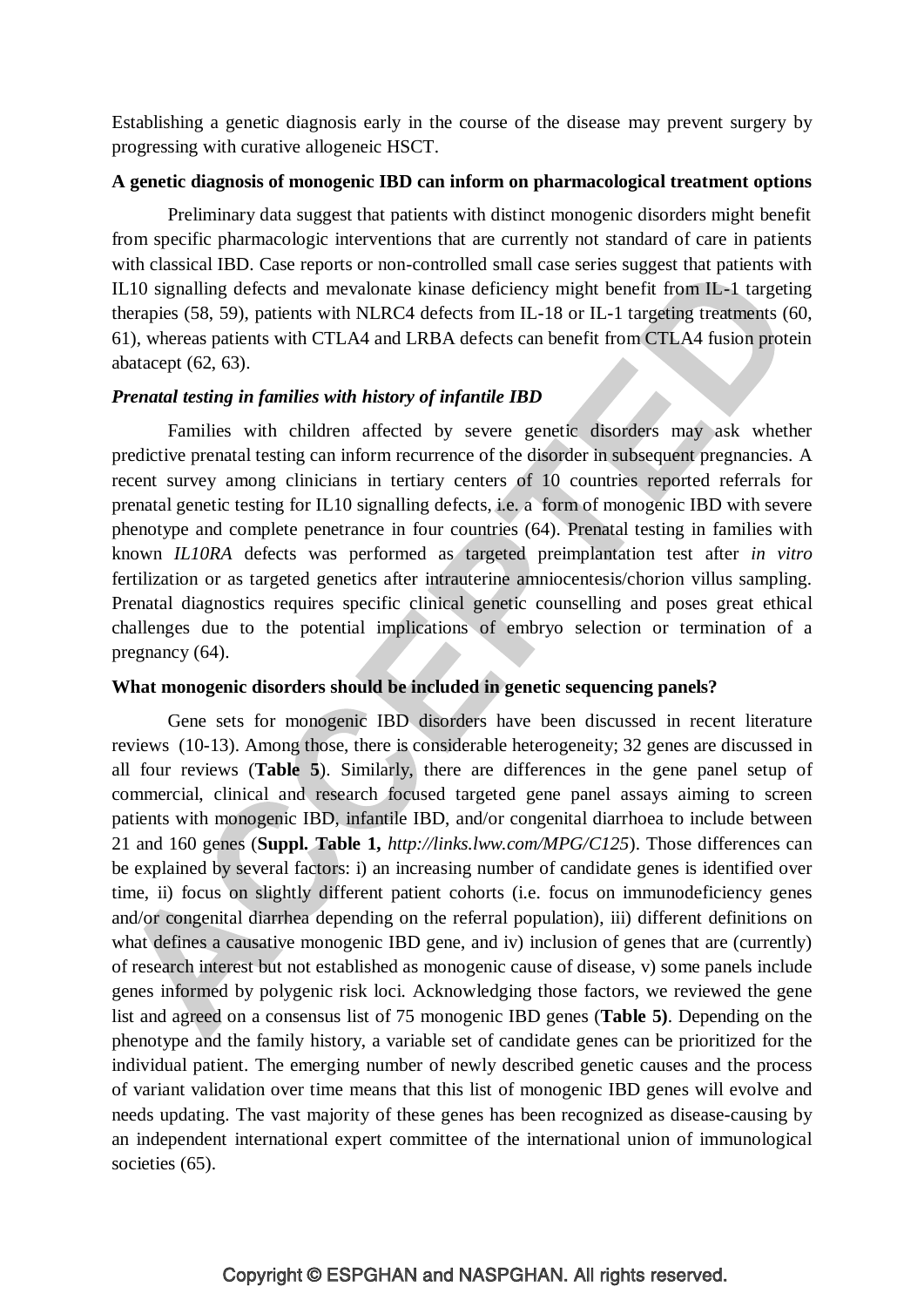Establishing a genetic diagnosis early in the course of the disease may prevent surgery by progressing with curative allogeneic HSCT.

**A genetic diagnosis of monogenic IBD can inform on pharmacological treatment options**

Preliminary data suggest that patients with distinct monogenic disorders might benefit from specific pharmacologic interventions that are currently not standard of care in patients with classical IBD. Case reports or non-controlled small case series suggest that patients with IL10 signalling defects and mevalonate kinase deficiency might benefit from IL-1 targeting therapies (58, 59), patients with NLRC4 defects from IL-18 or IL-1 targeting treatments (60, 61), whereas patients with CTLA4 and LRBA defects can benefit from CTLA4 fusion protein abatacept (62, 63).

***Prenatal testing in families with history of infantile IBD***

Families with children affected by severe genetic disorders may ask whether predictive prenatal testing can inform recurrence of the disorder in subsequent pregnancies. A recent survey among clinicians in tertiary centers of 10 countries reported referrals for prenatal genetic testing for IL10 signalling defects, i.e. a form of monogenic IBD with severe phenotype and complete penetrance in four countries (64). Prenatal testing in families with known *IL10RA* defects was performed as targeted preimplantation test after *in vitro* fertilization or as targeted genetics after intrauterine amniocentesis/chorion villus sampling. Prenatal diagnostics requires specific clinical genetic counselling and poses great ethical challenges due to the potential implications of embryo selection or termination of a pregnancy (64).

**What monogenic disorders should be included in genetic sequencing panels?**

Gene sets for monogenic IBD disorders have been discussed in recent literature reviews (10-13). Among those, there is considerable heterogeneity; 32 genes are discussed in all four reviews (**Table 5**). Similarly, there are differences in the gene panel setup of commercial, clinical and research focused targeted gene panel assays aiming to screen patients with monogenic IBD, infantile IBD, and/or congenital diarrhoea to include between 21 and 160 genes (**Suppl. Table 1,** *http://links.lww.com/MPG/C125*). Those differences can be explained by several factors: i) an increasing number of candidate genes is identified over time, ii) focus on slightly different patient cohorts (i.e. focus on immunodeficiency genes and/or congenital diarrhea depending on the referral population), iii) different definitions on what defines a causative monogenic IBD gene, and iv) inclusion of genes that are (currently) of research interest but not established as monogenic cause of disease, v) some panels include genes informed by polygenic risk loci. Acknowledging those factors, we reviewed the gene list and agreed on a consensus list of 75 monogenic IBD genes (**Table 5)**. Depending on the phenotype and the family history, a variable set of candidate genes can be prioritized for the individual patient. The emerging number of newly described genetic causes and the process of variant validation over time means that this list of monogenic IBD genes will evolve and needs updating. The vast majority of these genes has been recognized as disease-causing by an independent international expert committee of the international union of immunological societies (65).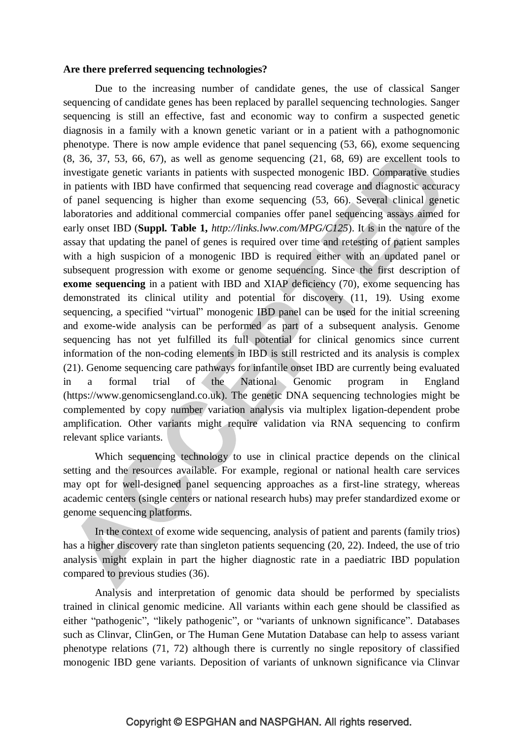**Are there preferred sequencing technologies?**

Due to the increasing number of candidate genes, the use of classical Sanger sequencing of candidate genes has been replaced by parallel sequencing technologies. Sanger sequencing is still an effective, fast and economic way to confirm a suspected genetic diagnosis in a family with a known genetic variant or in a patient with a pathognomonic phenotype. There is now ample evidence that panel sequencing (53, 66), exome sequencing (8, 36, 37, 53, 66, 67), as well as genome sequencing (21, 68, 69) are excellent tools to investigate genetic variants in patients with suspected monogenic IBD. Comparative studies in patients with IBD have confirmed that sequencing read coverage and diagnostic accuracy of panel sequencing is higher than exome sequencing (53, 66). Several clinical genetic laboratories and additional commercial companies offer panel sequencing assays aimed for early onset IBD (**Suppl. Table 1,** *http://links.lww.com/MPG/C125*). It is in the nature of the assay that updating the panel of genes is required over time and retesting of patient samples with a high suspicion of a monogenic IBD is required either with an updated panel or subsequent progression with exome or genome sequencing. Since the first description of **exome sequencing** in a patient with IBD and XIAP deficiency (70), exome sequencing has demonstrated its clinical utility and potential for discovery (11, 19). Using exome sequencing, a specified "virtual" monogenic IBD panel can be used for the initial screening and exome-wide analysis can be performed as part of a subsequent analysis. Genome sequencing has not yet fulfilled its full potential for clinical genomics since current information of the non-coding elements in IBD is still restricted and its analysis is complex (21). Genome sequencing care pathways for infantile onset IBD are currently being evaluated in a formal trial of the National Genomic program in England (https://www.genomicsengland.co.uk). The genetic DNA sequencing technologies might be complemented by copy number variation analysis via multiplex ligation-dependent probe amplification. Other variants might require validation via RNA sequencing to confirm relevant splice variants.

Which sequencing technology to use in clinical practice depends on the clinical setting and the resources available. For example, regional or national health care services may opt for well-designed panel sequencing approaches as a first-line strategy, whereas academic centers (single centers or national research hubs) may prefer standardized exome or genome sequencing platforms.

In the context of exome wide sequencing, analysis of patient and parents (family trios) has a higher discovery rate than singleton patients sequencing (20, 22). Indeed, the use of trio analysis might explain in part the higher diagnostic rate in a paediatric IBD population compared to previous studies (36).

Analysis and interpretation of genomic data should be performed by specialists trained in clinical genomic medicine. All variants within each gene should be classified as either "pathogenic", "likely pathogenic", or "variants of unknown significance". Databases such as Clinvar, ClinGen, or The Human Gene Mutation Database can help to assess variant phenotype relations (71, 72) although there is currently no single repository of classified monogenic IBD gene variants. Deposition of variants of unknown significance via Clinvar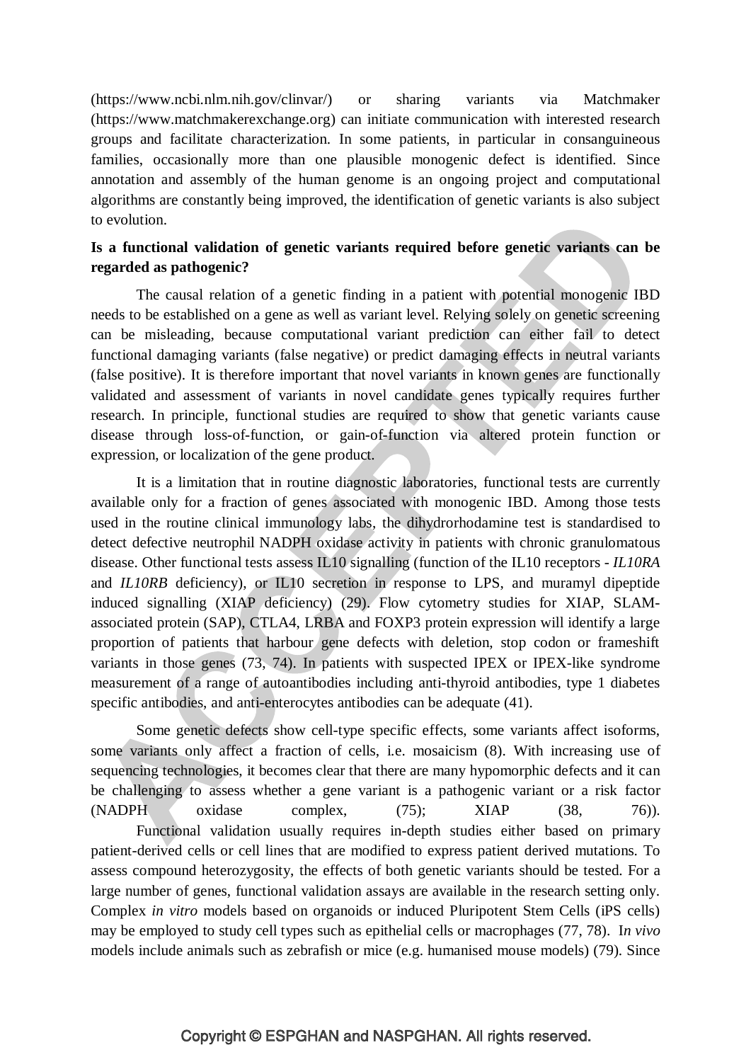(https://www.ncbi.nlm.nih.gov/clinvar/) or sharing variants via Matchmaker (https://www.matchmakerexchange.org) can initiate communication with interested research groups and facilitate characterization. In some patients, in particular in consanguineous families, occasionally more than one plausible monogenic defect is identified. Since annotation and assembly of the human genome is an ongoing project and computational algorithms are constantly being improved, the identification of genetic variants is also subject to evolution.

**Is a functional validation of genetic variants required before genetic variants can be regarded as pathogenic?**

The causal relation of a genetic finding in a patient with potential monogenic IBD needs to be established on a gene as well as variant level. Relying solely on genetic screening can be misleading, because computational variant prediction can either fail to detect functional damaging variants (false negative) or predict damaging effects in neutral variants (false positive). It is therefore important that novel variants in known genes are functionally validated and assessment of variants in novel candidate genes typically requires further research. In principle, functional studies are required to show that genetic variants cause disease through loss-of-function, or gain-of-function via altered protein function or expression, or localization of the gene product.

It is a limitation that in routine diagnostic laboratories, functional tests are currently available only for a fraction of genes associated with monogenic IBD. Among those tests used in the routine clinical immunology labs, the dihydrorhodamine test is standardised to detect defective neutrophil NADPH oxidase activity in patients with chronic granulomatous disease. Other functional tests assess IL10 signalling (function of the IL10 receptors - *IL10RA* and *IL10RB* deficiency), or IL10 secretion in response to LPS, and muramyl dipeptide induced signalling (XIAP deficiency) (29). Flow cytometry studies for XIAP, SLAM-associated protein (SAP), CTLA4, LRBA and FOXP3 protein expression will identify a large proportion of patients that harbour gene defects with deletion, stop codon or frameshift variants in those genes (73, 74). In patients with suspected IPEX or IPEX-like syndrome measurement of a range of autoantibodies including anti-thyroid antibodies, type 1 diabetes specific antibodies, and anti-enterocytes antibodies can be adequate (41).

Some genetic defects show cell-type specific effects, some variants affect isoforms, some variants only affect a fraction of cells, i.e. mosaicism (8). With increasing use of sequencing technologies, it becomes clear that there are many hypomorphic defects and it can be challenging to assess whether a gene variant is a pathogenic variant or a risk factor (NADPH oxidase complex, (75); XIAP (38, 76)).

Functional validation usually requires in-depth studies either based on primary patient-derived cells or cell lines that are modified to express patient derived mutations. To assess compound heterozygosity, the effects of both genetic variants should be tested. For a large number of genes, functional validation assays are available in the research setting only. Complex *in vitro* models based on organoids or induced Pluripotent Stem Cells (iPS cells) may be employed to study cell types such as epithelial cells or macrophages (77, 78). I*n vivo* models include animals such as zebrafish or mice (e.g. humanised mouse models) (79). Since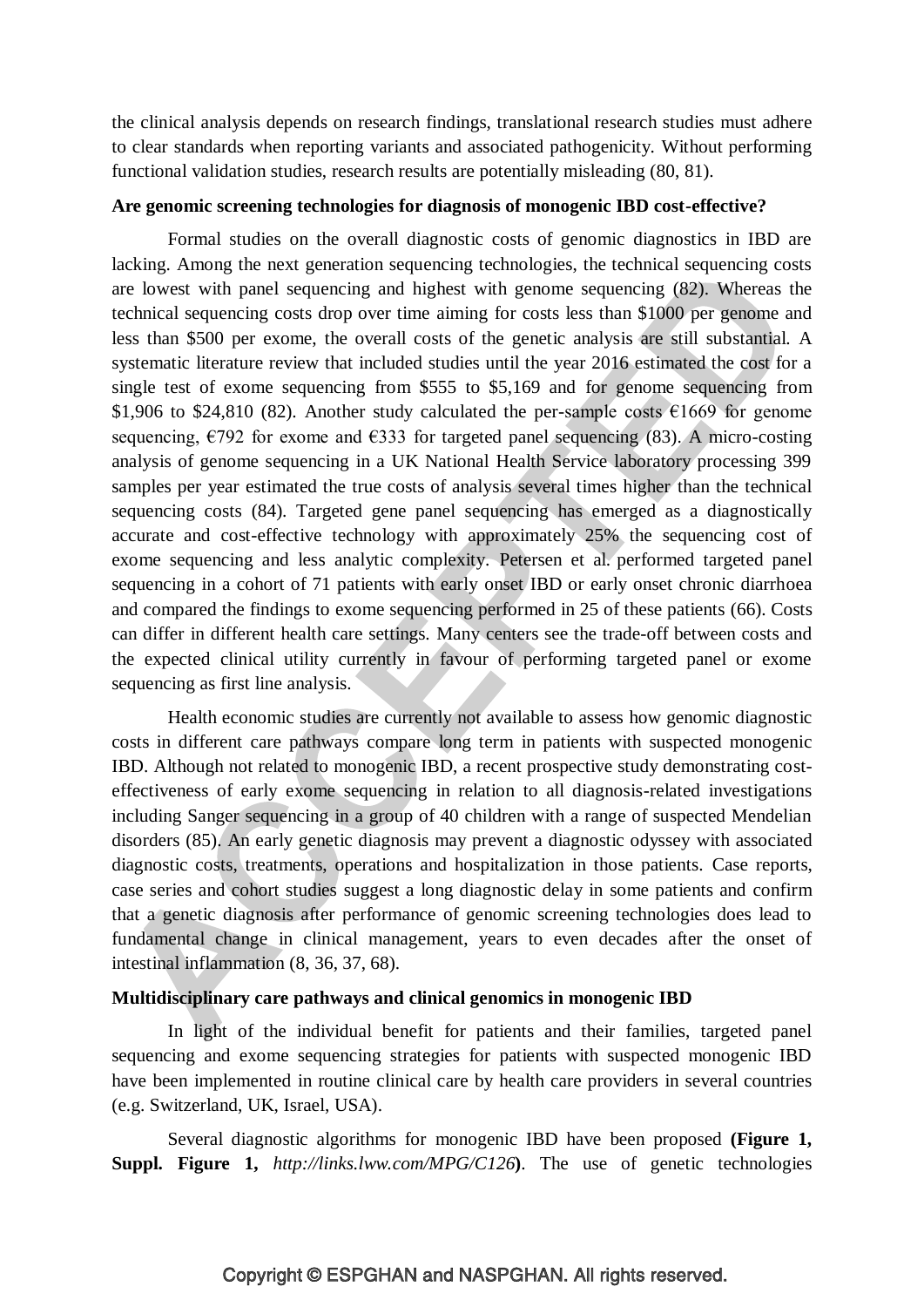the clinical analysis depends on research findings, translational research studies must adhere to clear standards when reporting variants and associated pathogenicity. Without performing functional validation studies, research results are potentially misleading (80, 81).

**Are genomic screening technologies for diagnosis of monogenic IBD cost-effective?**

Formal studies on the overall diagnostic costs of genomic diagnostics in IBD are lacking. Among the next generation sequencing technologies, the technical sequencing costs are lowest with panel sequencing and highest with genome sequencing (82). Whereas the technical sequencing costs drop over time aiming for costs less than $1000 per genome and less than $500 per exome, the overall costs of the genetic analysis are still substantial. A systematic literature review that included studies until the year 2016 estimated the cost for a single test of exome sequencing from $555 to $5,169 and for genome sequencing from $1,906 to $24,810 (82). Another study calculated the per-sample costs €1669 for genome sequencing, €792 for exome and €333 for targeted panel sequencing (83). A micro-costing analysis of genome sequencing in a UK National Health Service laboratory processing 399 samples per year estimated the true costs of analysis several times higher than the technical sequencing costs (84). Targeted gene panel sequencing has emerged as a diagnostically accurate and cost-effective technology with approximately 25% the sequencing cost of exome sequencing and less analytic complexity. Petersen et al. performed targeted panel sequencing in a cohort of 71 patients with early onset IBD or early onset chronic diarrhoea and compared the findings to exome sequencing performed in 25 of these patients (66). Costs can differ in different health care settings. Many centers see the trade-off between costs and the expected clinical utility currently in favour of performing targeted panel or exome sequencing as first line analysis.

Health economic studies are currently not available to assess how genomic diagnostic costs in different care pathways compare long term in patients with suspected monogenic IBD. Although not related to monogenic IBD, a recent prospective study demonstrating cost-effectiveness of early exome sequencing in relation to all diagnosis-related investigations including Sanger sequencing in a group of 40 children with a range of suspected Mendelian disorders (85). An early genetic diagnosis may prevent a diagnostic odyssey with associated diagnostic costs, treatments, operations and hospitalization in those patients. Case reports, case series and cohort studies suggest a long diagnostic delay in some patients and confirm that a genetic diagnosis after performance of genomic screening technologies does lead to fundamental change in clinical management, years to even decades after the onset of intestinal inflammation (8, 36, 37, 68).

**Multidisciplinary care pathways and clinical genomics in monogenic IBD**

In light of the individual benefit for patients and their families, targeted panel sequencing and exome sequencing strategies for patients with suspected monogenic IBD have been implemented in routine clinical care by health care providers in several countries (e.g. Switzerland, UK, Israel, USA).

Several diagnostic algorithms for monogenic IBD have been proposed **(Figure 1, Suppl. Figure 1,** *http://links.lww.com/MPG/C126***)**. The use of genetic technologies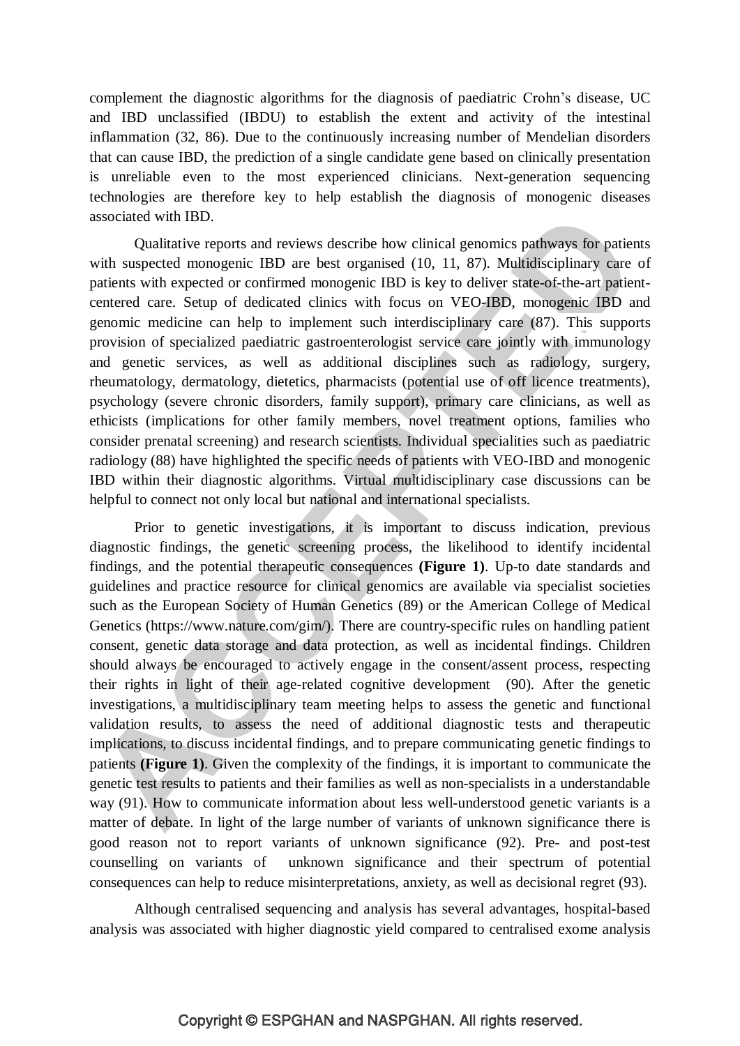complement the diagnostic algorithms for the diagnosis of paediatric Crohn's disease, UC and IBD unclassified (IBDU) to establish the extent and activity of the intestinal inflammation (32, 86). Due to the continuously increasing number of Mendelian disorders that can cause IBD, the prediction of a single candidate gene based on clinically presentation is unreliable even to the most experienced clinicians. Next-generation sequencing technologies are therefore key to help establish the diagnosis of monogenic diseases associated with IBD.

Qualitative reports and reviews describe how clinical genomics pathways for patients with suspected monogenic IBD are best organised (10, 11, 87). Multidisciplinary care of patients with expected or confirmed monogenic IBD is key to deliver state-of-the-art patient-centered care. Setup of dedicated clinics with focus on VEO-IBD, monogenic IBD and genomic medicine can help to implement such interdisciplinary care (87). This supports provision of specialized paediatric gastroenterologist service care jointly with immunology and genetic services, as well as additional disciplines such as radiology, surgery, rheumatology, dermatology, dietetics, pharmacists (potential use of off licence treatments), psychology (severe chronic disorders, family support), primary care clinicians, as well as ethicists (implications for other family members, novel treatment options, families who consider prenatal screening) and research scientists. Individual specialities such as paediatric radiology (88) have highlighted the specific needs of patients with VEO-IBD and monogenic IBD within their diagnostic algorithms. Virtual multidisciplinary case discussions can be helpful to connect not only local but national and international specialists.

Prior to genetic investigations, it is important to discuss indication, previous diagnostic findings, the genetic screening process, the likelihood to identify incidental findings, and the potential therapeutic consequences **(Figure 1)**. Up-to date standards and guidelines and practice resource for clinical genomics are available via specialist societies such as the European Society of Human Genetics (89) or the American College of Medical Genetics (https://www.nature.com/gim/). There are country-specific rules on handling patient consent, genetic data storage and data protection, as well as incidental findings. Children should always be encouraged to actively engage in the consent/assent process, respecting their rights in light of their age-related cognitive development (90). After the genetic investigations, a multidisciplinary team meeting helps to assess the genetic and functional validation results, to assess the need of additional diagnostic tests and therapeutic implications, to discuss incidental findings, and to prepare communicating genetic findings to patients **(Figure 1)**. Given the complexity of the findings, it is important to communicate the genetic test results to patients and their families as well as non-specialists in a understandable way (91). How to communicate information about less well-understood genetic variants is a matter of debate. In light of the large number of variants of unknown significance there is good reason not to report variants of unknown significance (92). Pre- and post-test counselling on variants of unknown significance and their spectrum of potential consequences can help to reduce misinterpretations, anxiety, as well as decisional regret (93).

Although centralised sequencing and analysis has several advantages, hospital-based analysis was associated with higher diagnostic yield compared to centralised exome analysis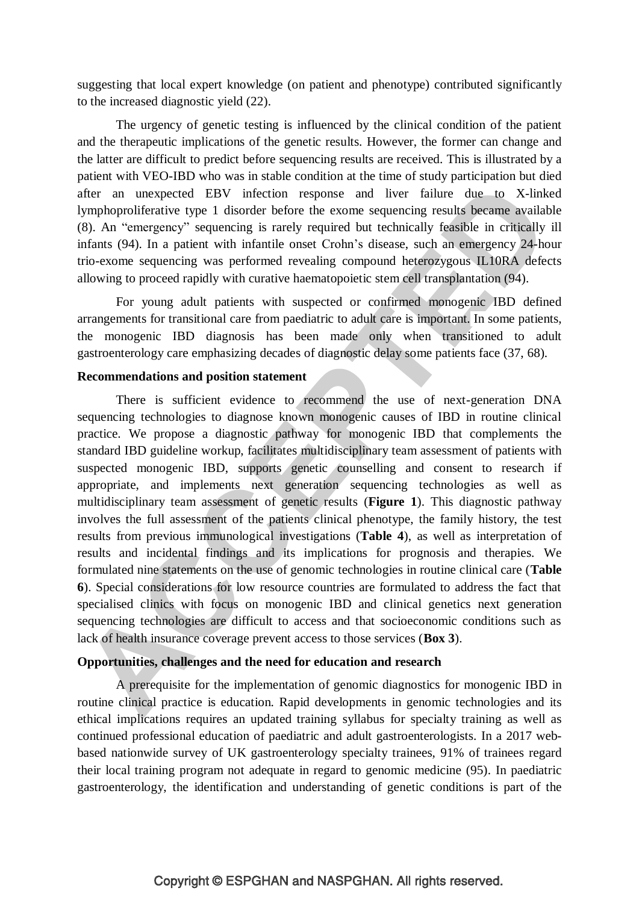suggesting that local expert knowledge (on patient and phenotype) contributed significantly to the increased diagnostic yield (22).

The urgency of genetic testing is influenced by the clinical condition of the patient and the therapeutic implications of the genetic results. However, the former can change and the latter are difficult to predict before sequencing results are received. This is illustrated by a patient with VEO-IBD who was in stable condition at the time of study participation but died after an unexpected EBV infection response and liver failure due to X-linked lymphoproliferative type 1 disorder before the exome sequencing results became available (8). An "emergency" sequencing is rarely required but technically feasible in critically ill infants (94). In a patient with infantile onset Crohn's disease, such an emergency 24-hour trio-exome sequencing was performed revealing compound heterozygous IL10RA defects allowing to proceed rapidly with curative haematopoietic stem cell transplantation (94).

For young adult patients with suspected or confirmed monogenic IBD defined arrangements for transitional care from paediatric to adult care is important. In some patients, the monogenic IBD diagnosis has been made only when transitioned to adult gastroenterology care emphasizing decades of diagnostic delay some patients face (37, 68).

**Recommendations and position statement**

There is sufficient evidence to recommend the use of next-generation DNA sequencing technologies to diagnose known monogenic causes of IBD in routine clinical practice. We propose a diagnostic pathway for monogenic IBD that complements the standard IBD guideline workup, facilitates multidisciplinary team assessment of patients with suspected monogenic IBD, supports genetic counselling and consent to research if appropriate, and implements next generation sequencing technologies as well as multidisciplinary team assessment of genetic results (**Figure 1**). This diagnostic pathway involves the full assessment of the patients clinical phenotype, the family history, the test results from previous immunological investigations (**Table 4**), as well as interpretation of results and incidental findings and its implications for prognosis and therapies. We formulated nine statements on the use of genomic technologies in routine clinical care (**Table 6**). Special considerations for low resource countries are formulated to address the fact that specialised clinics with focus on monogenic IBD and clinical genetics next generation sequencing technologies are difficult to access and that socioeconomic conditions such as lack of health insurance coverage prevent access to those services (**Box 3**).

**Opportunities, challenges and the need for education and research**

A prerequisite for the implementation of genomic diagnostics for monogenic IBD in routine clinical practice is education. Rapid developments in genomic technologies and its ethical implications requires an updated training syllabus for specialty training as well as continued professional education of paediatric and adult gastroenterologists. In a 2017 web-based nationwide survey of UK gastroenterology specialty trainees, 91% of trainees regard their local training program not adequate in regard to genomic medicine (95). In paediatric gastroenterology, the identification and understanding of genetic conditions is part of the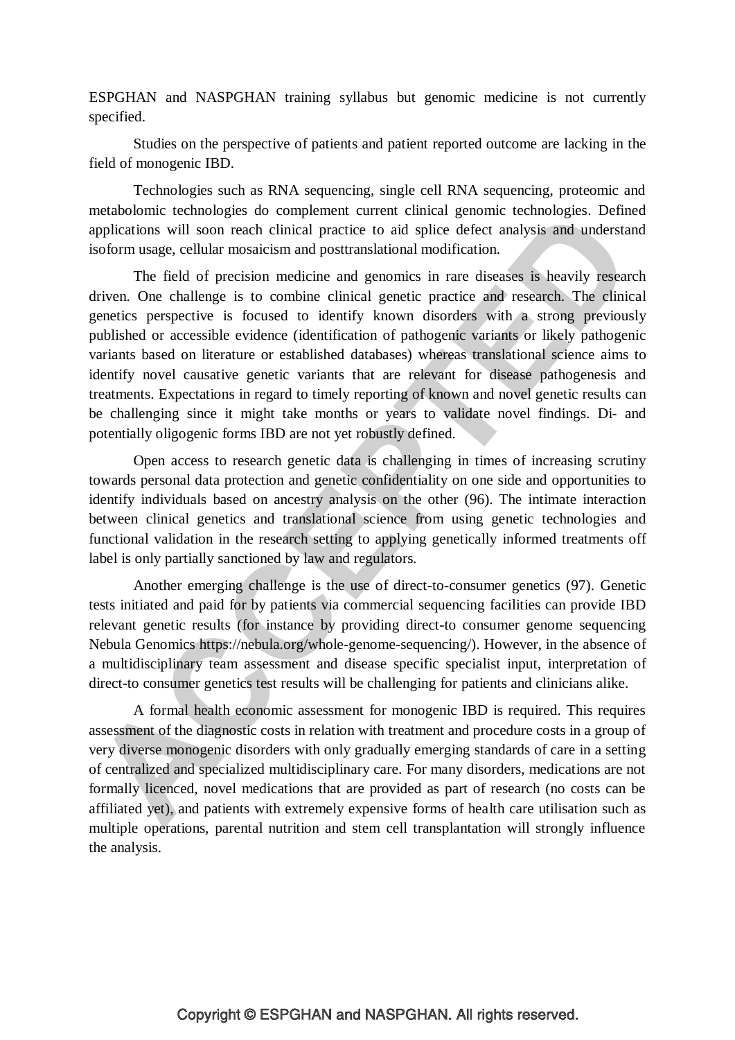ESPGHAN and NASPGHAN training syllabus but genomic medicine is not currently specified.

Studies on the perspective of patients and patient reported outcome are lacking in the field of monogenic IBD.

Technologies such as RNA sequencing, single cell RNA sequencing, proteomic and metabolomic technologies do complement current clinical genomic technologies. Defined applications will soon reach clinical practice to aid splice defect analysis and understand isoform usage, cellular mosaicism and posttranslational modification.

The field of precision medicine and genomics in rare diseases is heavily research driven. One challenge is to combine clinical genetic practice and research. The clinical genetics perspective is focused to identify known disorders with a strong previously published or accessible evidence (identification of pathogenic variants or likely pathogenic variants based on literature or established databases) whereas translational science aims to identify novel causative genetic variants that are relevant for disease pathogenesis and treatments. Expectations in regard to timely reporting of known and novel genetic results can be challenging since it might take months or years to validate novel findings. Di- and potentially oligogenic forms IBD are not yet robustly defined.

Open access to research genetic data is challenging in times of increasing scrutiny towards personal data protection and genetic confidentiality on one side and opportunities to identify individuals based on ancestry analysis on the other (96). The intimate interaction between clinical genetics and translational science from using genetic technologies and functional validation in the research setting to applying genetically informed treatments off label is only partially sanctioned by law and regulators.

Another emerging challenge is the use of direct-to-consumer genetics (97). Genetic tests initiated and paid for by patients via commercial sequencing facilities can provide IBD relevant genetic results (for instance by providing direct-to consumer genome sequencing Nebula Genomics https://nebula.org/whole-genome-sequencing/). However, in the absence of a multidisciplinary team assessment and disease specific specialist input, interpretation of direct-to consumer genetics test results will be challenging for patients and clinicians alike.

A formal health economic assessment for monogenic IBD is required. This requires assessment of the diagnostic costs in relation with treatment and procedure costs in a group of very diverse monogenic disorders with only gradually emerging standards of care in a setting of centralized and specialized multidisciplinary care. For many disorders, medications are not formally licenced, novel medications that are provided as part of research (no costs can be affiliated yet), and patients with extremely expensive forms of health care utilisation such as multiple operations, parental nutrition and stem cell transplantation will strongly influence the analysis.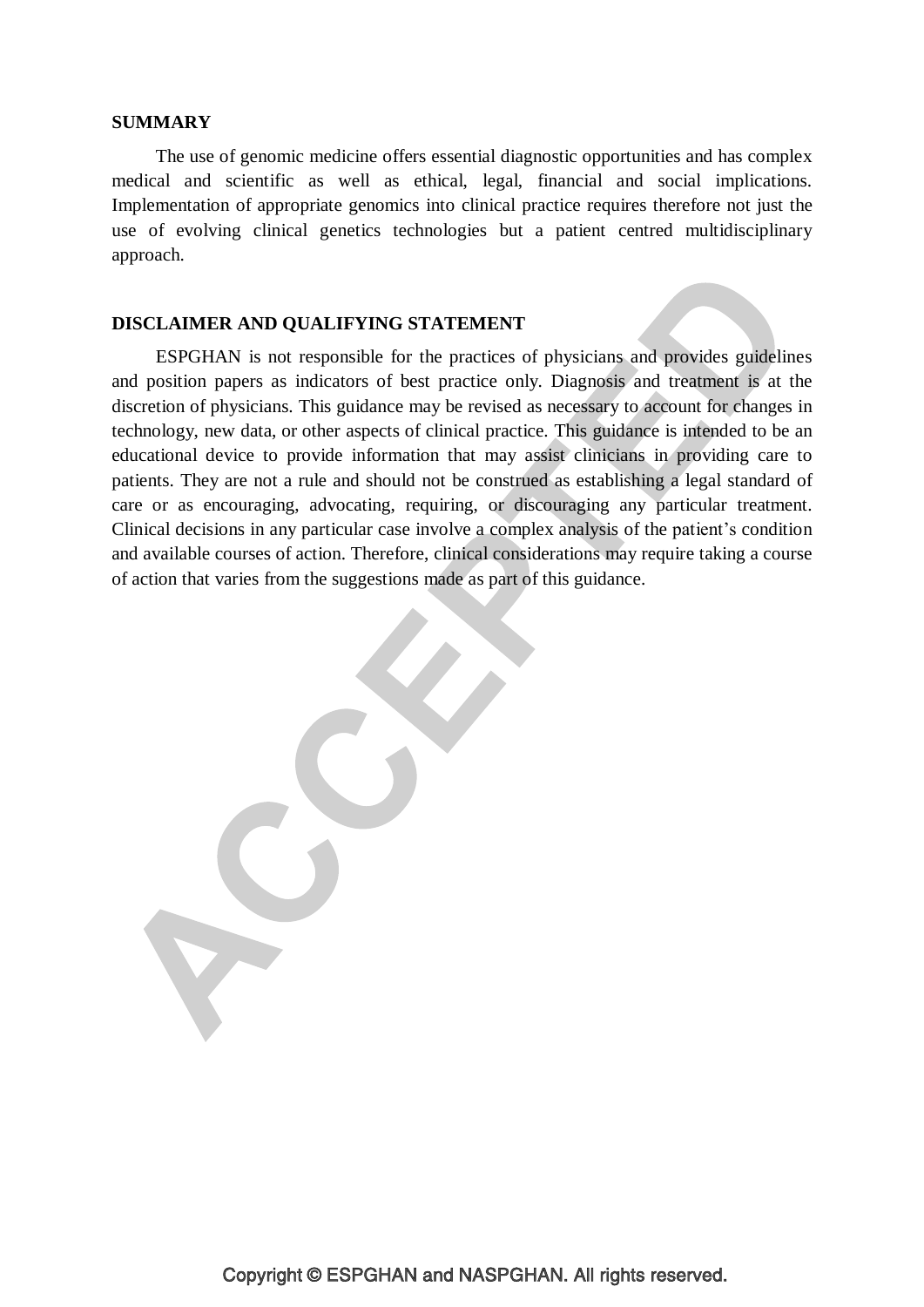## SUMMARY

The use of genomic medicine offers essential diagnostic opportunities and has complex medical and scientific as well as ethical, legal, financial and social implications. Implementation of appropriate genomics into clinical practice requires therefore not just the use of evolving clinical genetics technologies but a patient centred multidisciplinary approach.

## DISCLAIMER AND QUALIFYING STATEMENT

ESPGHAN is not responsible for the practices of physicians and provides guidelines and position papers as indicators of best practice only. Diagnosis and treatment is at the discretion of physicians. This guidance may be revised as necessary to account for changes in technology, new data, or other aspects of clinical practice. This guidance is intended to be an educational device to provide information that may assist clinicians in providing care to patients. They are not a rule and should not be construed as establishing a legal standard of care or as encouraging, advocating, requiring, or discouraging any particular treatment. Clinical decisions in any particular case involve a complex analysis of the patient's condition and available courses of action. Therefore, clinical considerations may require taking a course of action that varies from the suggestions made as part of this guidance.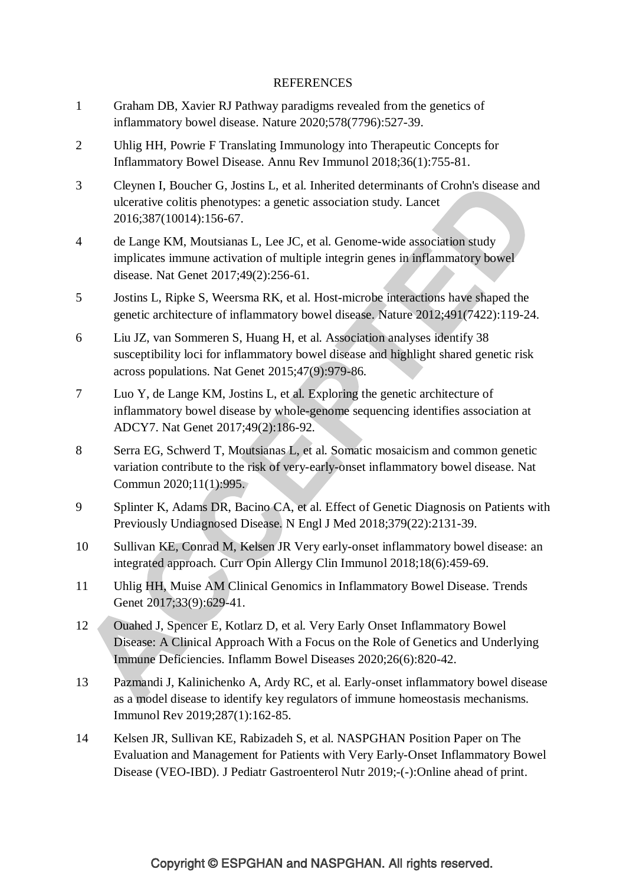# REFERENCES

1. Graham DB, Xavier RJ Pathway paradigms revealed from the genetics of inflammatory bowel disease. Nature 2020;578(7796):527-39.
2. Uhlig HH, Powrie F Translating Immunology into Therapeutic Concepts for Inflammatory Bowel Disease. Annu Rev Immunol 2018;36(1):755-81.
3. Cleynen I, Boucher G, Jostins L, et al. Inherited determinants of Crohn's disease and ulcerative colitis phenotypes: a genetic association study. Lancet 2016;387(10014):156-67.
4. de Lange KM, Moutsianas L, Lee JC, et al. Genome-wide association study implicates immune activation of multiple integrin genes in inflammatory bowel disease. Nat Genet 2017;49(2):256-61.
5. Jostins L, Ripke S, Weersma RK, et al. Host-microbe interactions have shaped the genetic architecture of inflammatory bowel disease. Nature 2012;491(7422):119-24.
6. Liu JZ, van Sommeren S, Huang H, et al. Association analyses identify 38 susceptibility loci for inflammatory bowel disease and highlight shared genetic risk across populations. Nat Genet 2015;47(9):979-86.
7. Luo Y, de Lange KM, Jostins L, et al. Exploring the genetic architecture of inflammatory bowel disease by whole-genome sequencing identifies association at ADCY7. Nat Genet 2017;49(2):186-92.
8. Serra EG, Schwerd T, Moutsianas L, et al. Somatic mosaicism and common genetic variation contribute to the risk of very-early-onset inflammatory bowel disease. Nat Commun 2020;11(1):995.
9. Splinter K, Adams DR, Bacino CA, et al. Effect of Genetic Diagnosis on Patients with Previously Undiagnosed Disease. N Engl J Med 2018;379(22):2131-39.
10. Sullivan KE, Conrad M, Kelsen JR Very early-onset inflammatory bowel disease: an integrated approach. Curr Opin Allergy Clin Immunol 2018;18(6):459-69.
11. Uhlig HH, Muise AM Clinical Genomics in Inflammatory Bowel Disease. Trends Genet 2017;33(9):629-41.
12. Ouahed J, Spencer E, Kotlarz D, et al. Very Early Onset Inflammatory Bowel Disease: A Clinical Approach With a Focus on the Role of Genetics and Underlying Immune Deficiencies. Inflamm Bowel Diseases 2020;26(6):820-42.
13. Pazmandi J, Kalinichenko A, Ardy RC, et al. Early-onset inflammatory bowel disease as a model disease to identify key regulators of immune homeostasis mechanisms. Immunol Rev 2019;287(1):162-85.
14. Kelsen JR, Sullivan KE, Rabizadeh S, et al. NASPGHAN Position Paper on The Evaluation and Management for Patients with Very Early-Onset Inflammatory Bowel Disease (VEO-IBD). J Pediatr Gastroenterol Nutr 2019;-(-):Online ahead of print.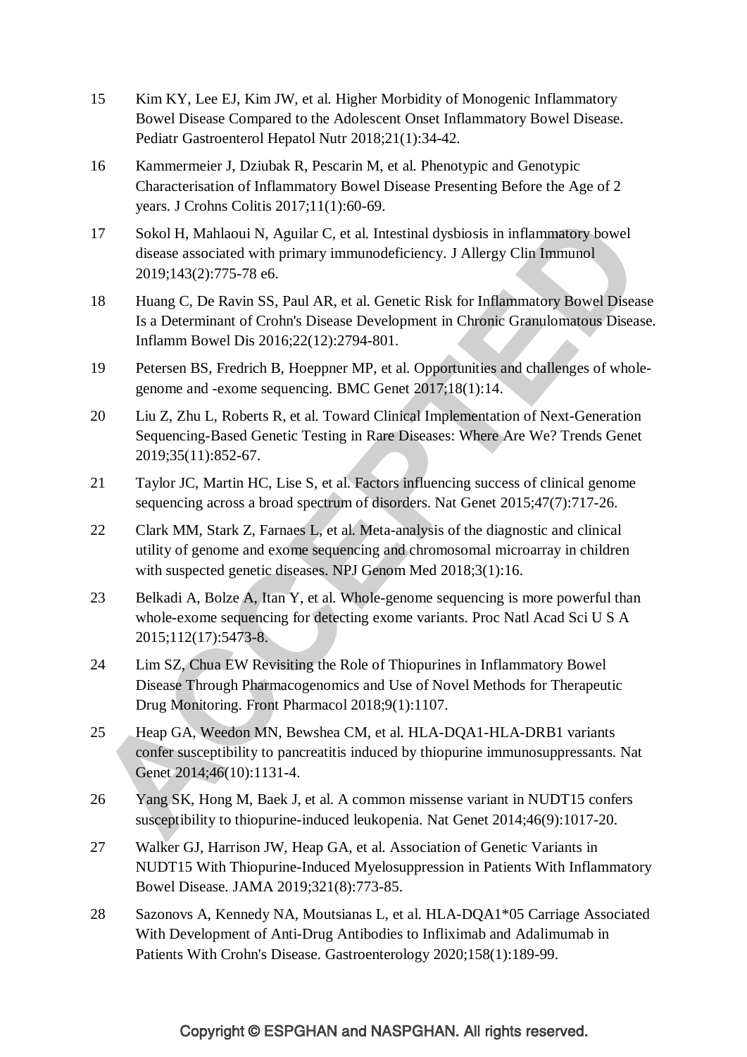15. Kim KY, Lee EJ, Kim JW, et al. Higher Morbidity of Monogenic Inflammatory Bowel Disease Compared to the Adolescent Onset Inflammatory Bowel Disease. Pediatr Gastroenterol Hepatol Nutr 2018;21(1):34-42.
16. Kammermeier J, Dziubak R, Pescarin M, et al. Phenotypic and Genotypic Characterisation of Inflammatory Bowel Disease Presenting Before the Age of 2 years. J Crohns Colitis 2017;11(1):60-69.
17. Sokol H, Mahlaoui N, Aguilar C, et al. Intestinal dysbiosis in inflammatory bowel disease associated with primary immunodeficiency. J Allergy Clin Immunol 2019;143(2):775-78 e6.
18. Huang C, De Ravin SS, Paul AR, et al. Genetic Risk for Inflammatory Bowel Disease Is a Determinant of Crohn's Disease Development in Chronic Granulomatous Disease. Inflamm Bowel Dis 2016;22(12):2794-801.
19. Petersen BS, Fredrich B, Hoeppner MP, et al. Opportunities and challenges of whole-genome and -exome sequencing. BMC Genet 2017;18(1):14.
20. Liu Z, Zhu L, Roberts R, et al. Toward Clinical Implementation of Next-Generation Sequencing-Based Genetic Testing in Rare Diseases: Where Are We? Trends Genet 2019;35(11):852-67.
21. Taylor JC, Martin HC, Lise S, et al. Factors influencing success of clinical genome sequencing across a broad spectrum of disorders. Nat Genet 2015;47(7):717-26.
22. Clark MM, Stark Z, Farnaes L, et al. Meta-analysis of the diagnostic and clinical utility of genome and exome sequencing and chromosomal microarray in children with suspected genetic diseases. NPJ Genom Med 2018;3(1):16.
23. Belkadi A, Bolze A, Itan Y, et al. Whole-genome sequencing is more powerful than whole-exome sequencing for detecting exome variants. Proc Natl Acad Sci U S A 2015;112(17):5473-8.
24. Lim SZ, Chua EW Revisiting the Role of Thiopurines in Inflammatory Bowel Disease Through Pharmacogenomics and Use of Novel Methods for Therapeutic Drug Monitoring. Front Pharmacol 2018;9(1):1107.
25. Heap GA, Weedon MN, Bewshea CM, et al. HLA-DQA1-HLA-DRB1 variants confer susceptibility to pancreatitis induced by thiopurine immunosuppressants. Nat Genet 2014;46(10):1131-4.
26. Yang SK, Hong M, Baek J, et al. A common missense variant in NUDT15 confers susceptibility to thiopurine-induced leukopenia. Nat Genet 2014;46(9):1017-20.
27. Walker GJ, Harrison JW, Heap GA, et al. Association of Genetic Variants in NUDT15 With Thiopurine-Induced Myelosuppression in Patients With Inflammatory Bowel Disease. JAMA 2019;321(8):773-85.
28. Sazonovs A, Kennedy NA, Moutsianas L, et al. HLA-DQA1*05 Carriage Associated With Development of Anti-Drug Antibodies to Infliximab and Adalimumab in Patients With Crohn's Disease. Gastroenterology 2020;158(1):189-99.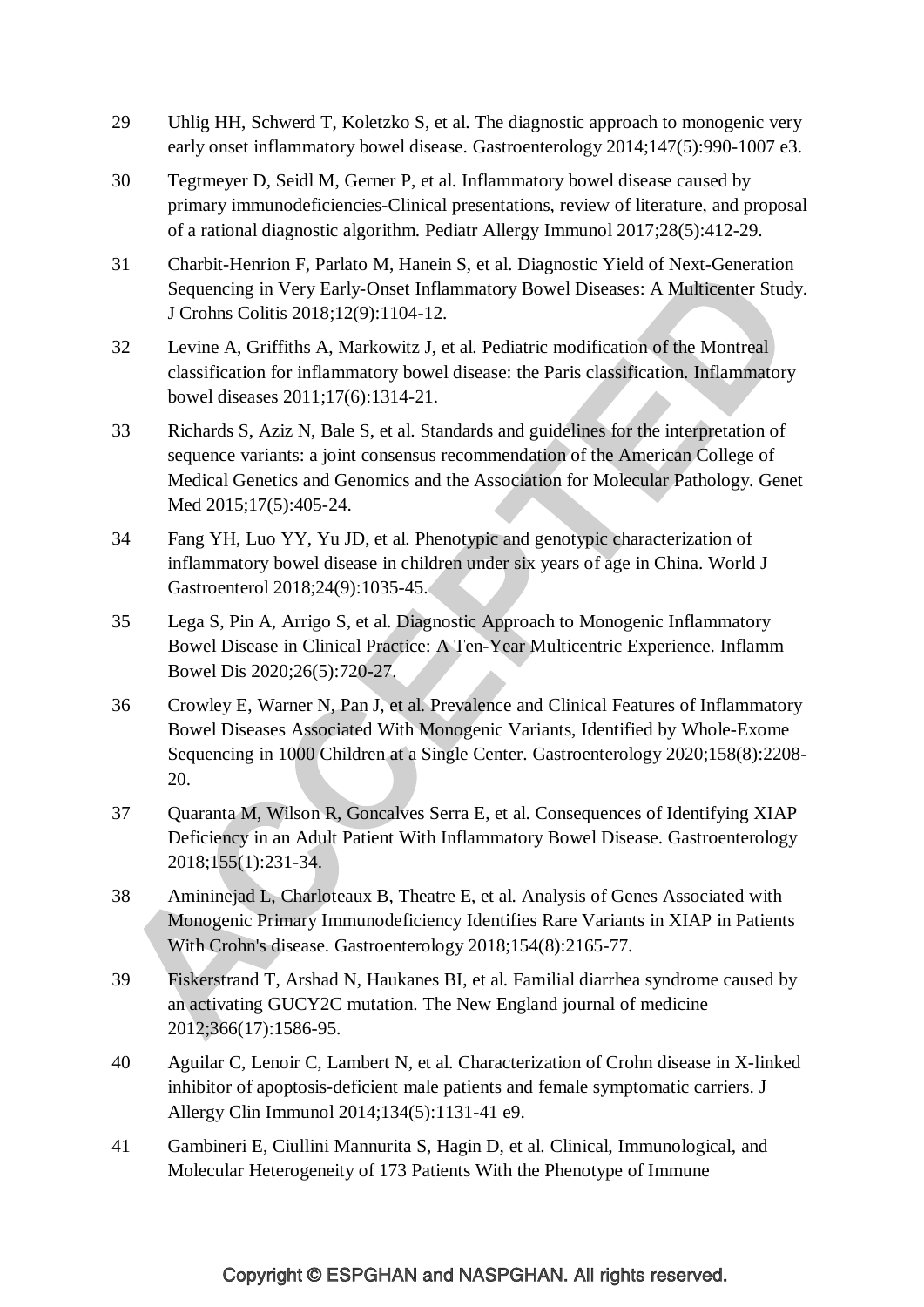29 Uhlig HH, Schwerd T, Koletzko S, et al. The diagnostic approach to monogenic very early onset inflammatory bowel disease. Gastroenterology 2014;147(5):990-1007 e3.

30 Tegtmeyer D, Seidl M, Gerner P, et al. Inflammatory bowel disease caused by primary immunodeficiencies-Clinical presentations, review of literature, and proposal of a rational diagnostic algorithm. Pediatr Allergy Immunol 2017;28(5):412-29.

31 Charbit-Henrion F, Parlato M, Hanein S, et al. Diagnostic Yield of Next-Generation Sequencing in Very Early-Onset Inflammatory Bowel Diseases: A Multicenter Study. J Crohns Colitis 2018;12(9):1104-12.

32 Levine A, Griffiths A, Markowitz J, et al. Pediatric modification of the Montreal classification for inflammatory bowel disease: the Paris classification. Inflammatory bowel diseases 2011;17(6):1314-21.

33 Richards S, Aziz N, Bale S, et al. Standards and guidelines for the interpretation of sequence variants: a joint consensus recommendation of the American College of Medical Genetics and Genomics and the Association for Molecular Pathology. Genet Med 2015;17(5):405-24.

34 Fang YH, Luo YY, Yu JD, et al. Phenotypic and genotypic characterization of inflammatory bowel disease in children under six years of age in China. World J Gastroenterol 2018;24(9):1035-45.

35 Lega S, Pin A, Arrigo S, et al. Diagnostic Approach to Monogenic Inflammatory Bowel Disease in Clinical Practice: A Ten-Year Multicentric Experience. Inflamm Bowel Dis 2020;26(5):720-27.

36 Crowley E, Warner N, Pan J, et al. Prevalence and Clinical Features of Inflammatory Bowel Diseases Associated With Monogenic Variants, Identified by Whole-Exome Sequencing in 1000 Children at a Single Center. Gastroenterology 2020;158(8):2208-20.

37 Quaranta M, Wilson R, Goncalves Serra E, et al. Consequences of Identifying XIAP Deficiency in an Adult Patient With Inflammatory Bowel Disease. Gastroenterology 2018;155(1):231-34.

38 Amininejad L, Charloteaux B, Theatre E, et al. Analysis of Genes Associated with Monogenic Primary Immunodeficiency Identifies Rare Variants in XIAP in Patients With Crohn's disease. Gastroenterology 2018;154(8):2165-77.

39 Fiskerstrand T, Arshad N, Haukanes BI, et al. Familial diarrhea syndrome caused by an activating GUCY2C mutation. The New England journal of medicine 2012;366(17):1586-95.

40 Aguilar C, Lenoir C, Lambert N, et al. Characterization of Crohn disease in X-linked inhibitor of apoptosis-deficient male patients and female symptomatic carriers. J Allergy Clin Immunol 2014;134(5):1131-41 e9.

41 Gambineri E, Ciullini Mannurita S, Hagin D, et al. Clinical, Immunological, and Molecular Heterogeneity of 173 Patients With the Phenotype of Immune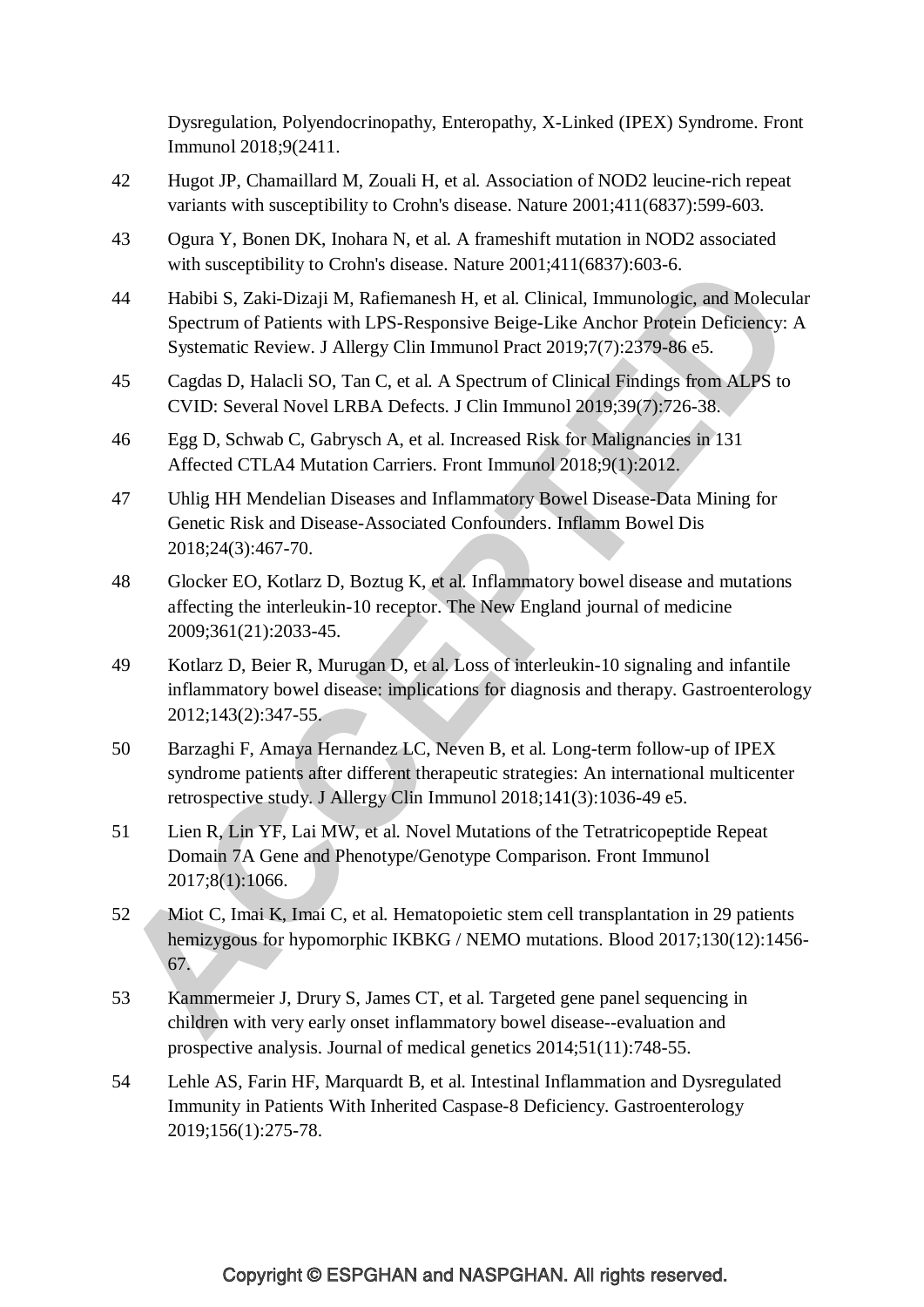Dysregulation, Polyendocrinopathy, Enteropathy, X-Linked (IPEX) Syndrome. Front Immunol 2018;9(2411.

42 Hugot JP, Chamaillard M, Zouali H, et al. Association of NOD2 leucine-rich repeat variants with susceptibility to Crohn's disease. Nature 2001;411(6837):599-603.

43 Ogura Y, Bonen DK, Inohara N, et al. A frameshift mutation in NOD2 associated with susceptibility to Crohn's disease. Nature 2001;411(6837):603-6.

44 Habibi S, Zaki-Dizaji M, Rafiemanesh H, et al. Clinical, Immunologic, and Molecular Spectrum of Patients with LPS-Responsive Beige-Like Anchor Protein Deficiency: A Systematic Review. J Allergy Clin Immunol Pract 2019;7(7):2379-86 e5.

45 Cagdas D, Halacli SO, Tan C, et al. A Spectrum of Clinical Findings from ALPS to CVID: Several Novel LRBA Defects. J Clin Immunol 2019;39(7):726-38.

46 Egg D, Schwab C, Gabrysch A, et al. Increased Risk for Malignancies in 131 Affected CTLA4 Mutation Carriers. Front Immunol 2018;9(1):2012.

47 Uhlig HH Mendelian Diseases and Inflammatory Bowel Disease-Data Mining for Genetic Risk and Disease-Associated Confounders. Inflamm Bowel Dis 2018;24(3):467-70.

48 Glocker EO, Kotlarz D, Boztug K, et al. Inflammatory bowel disease and mutations affecting the interleukin-10 receptor. The New England journal of medicine 2009;361(21):2033-45.

49 Kotlarz D, Beier R, Murugan D, et al. Loss of interleukin-10 signaling and infantile inflammatory bowel disease: implications for diagnosis and therapy. Gastroenterology 2012;143(2):347-55.

50 Barzaghi F, Amaya Hernandez LC, Neven B, et al. Long-term follow-up of IPEX syndrome patients after different therapeutic strategies: An international multicenter retrospective study. J Allergy Clin Immunol 2018;141(3):1036-49 e5.

51 Lien R, Lin YF, Lai MW, et al. Novel Mutations of the Tetratricopeptide Repeat Domain 7A Gene and Phenotype/Genotype Comparison. Front Immunol 2017;8(1):1066.

52 Miot C, Imai K, Imai C, et al. Hematopoietic stem cell transplantation in 29 patients hemizygous for hypomorphic IKBKG / NEMO mutations. Blood 2017;130(12):1456-67.

53 Kammermeier J, Drury S, James CT, et al. Targeted gene panel sequencing in children with very early onset inflammatory bowel disease--evaluation and prospective analysis. Journal of medical genetics 2014;51(11):748-55.

54 Lehle AS, Farin HF, Marquardt B, et al. Intestinal Inflammation and Dysregulated Immunity in Patients With Inherited Caspase-8 Deficiency. Gastroenterology 2019;156(1):275-78.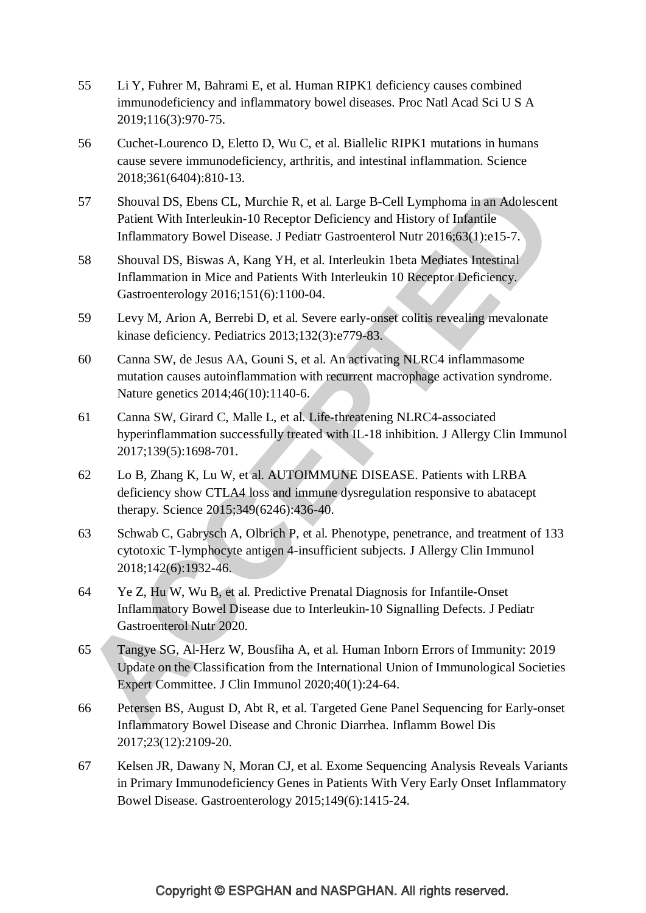55 Li Y, Fuhrer M, Bahrami E, et al. Human RIPK1 deficiency causes combined immunodeficiency and inflammatory bowel diseases. Proc Natl Acad Sci U S A 2019;116(3):970-75.

56 Cuchet-Lourenco D, Eletto D, Wu C, et al. Biallelic RIPK1 mutations in humans cause severe immunodeficiency, arthritis, and intestinal inflammation. Science 2018;361(6404):810-13.

57 Shouval DS, Ebens CL, Murchie R, et al. Large B-Cell Lymphoma in an Adolescent Patient With Interleukin-10 Receptor Deficiency and History of Infantile Inflammatory Bowel Disease. J Pediatr Gastroenterol Nutr 2016;63(1):e15-7.

58 Shouval DS, Biswas A, Kang YH, et al. Interleukin 1beta Mediates Intestinal Inflammation in Mice and Patients With Interleukin 10 Receptor Deficiency. Gastroenterology 2016;151(6):1100-04.

59 Levy M, Arion A, Berrebi D, et al. Severe early-onset colitis revealing mevalonate kinase deficiency. Pediatrics 2013;132(3):e779-83.

60 Canna SW, de Jesus AA, Gouni S, et al. An activating NLRC4 inflammasome mutation causes autoinflammation with recurrent macrophage activation syndrome. Nature genetics 2014;46(10):1140-6.

61 Canna SW, Girard C, Malle L, et al. Life-threatening NLRC4-associated hyperinflammation successfully treated with IL-18 inhibition. J Allergy Clin Immunol 2017;139(5):1698-701.

62 Lo B, Zhang K, Lu W, et al. AUTOIMMUNE DISEASE. Patients with LRBA deficiency show CTLA4 loss and immune dysregulation responsive to abatacept therapy. Science 2015;349(6246):436-40.

63 Schwab C, Gabrysch A, Olbrich P, et al. Phenotype, penetrance, and treatment of 133 cytotoxic T-lymphocyte antigen 4-insufficient subjects. J Allergy Clin Immunol 2018;142(6):1932-46.

64 Ye Z, Hu W, Wu B, et al. Predictive Prenatal Diagnosis for Infantile-Onset Inflammatory Bowel Disease due to Interleukin-10 Signalling Defects. J Pediatr Gastroenterol Nutr 2020.

65 Tangye SG, Al-Herz W, Bousfiha A, et al. Human Inborn Errors of Immunity: 2019 Update on the Classification from the International Union of Immunological Societies Expert Committee. J Clin Immunol 2020;40(1):24-64.

66 Petersen BS, August D, Abt R, et al. Targeted Gene Panel Sequencing for Early-onset Inflammatory Bowel Disease and Chronic Diarrhea. Inflamm Bowel Dis 2017;23(12):2109-20.

67 Kelsen JR, Dawany N, Moran CJ, et al. Exome Sequencing Analysis Reveals Variants in Primary Immunodeficiency Genes in Patients With Very Early Onset Inflammatory Bowel Disease. Gastroenterology 2015;149(6):1415-24.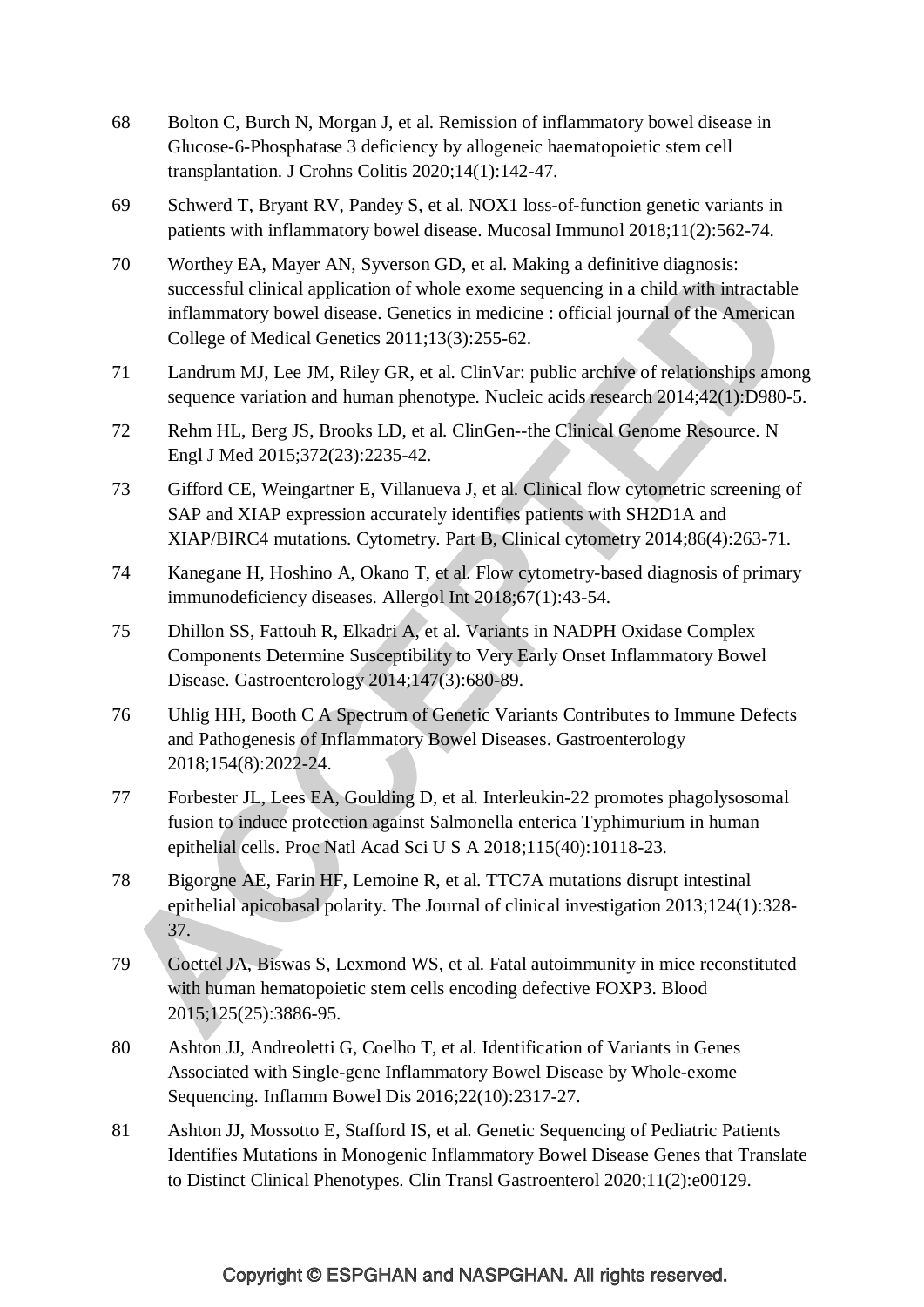68 Bolton C, Burch N, Morgan J, et al. Remission of inflammatory bowel disease in Glucose-6-Phosphatase 3 deficiency by allogeneic haematopoietic stem cell transplantation. J Crohns Colitis 2020;14(1):142-47.

69 Schwerd T, Bryant RV, Pandey S, et al. NOX1 loss-of-function genetic variants in patients with inflammatory bowel disease. Mucosal Immunol 2018;11(2):562-74.

70 Worthey EA, Mayer AN, Syverson GD, et al. Making a definitive diagnosis: successful clinical application of whole exome sequencing in a child with intractable inflammatory bowel disease. Genetics in medicine : official journal of the American College of Medical Genetics 2011;13(3):255-62.

71 Landrum MJ, Lee JM, Riley GR, et al. ClinVar: public archive of relationships among sequence variation and human phenotype. Nucleic acids research 2014;42(1):D980-5.

72 Rehm HL, Berg JS, Brooks LD, et al. ClinGen--the Clinical Genome Resource. N Engl J Med 2015;372(23):2235-42.

73 Gifford CE, Weingartner E, Villanueva J, et al. Clinical flow cytometric screening of SAP and XIAP expression accurately identifies patients with SH2D1A and XIAP/BIRC4 mutations. Cytometry. Part B, Clinical cytometry 2014;86(4):263-71.

74 Kanegane H, Hoshino A, Okano T, et al. Flow cytometry-based diagnosis of primary immunodeficiency diseases. Allergol Int 2018;67(1):43-54.

75 Dhillon SS, Fattouh R, Elkadri A, et al. Variants in NADPH Oxidase Complex Components Determine Susceptibility to Very Early Onset Inflammatory Bowel Disease. Gastroenterology 2014;147(3):680-89.

76 Uhlig HH, Booth C A Spectrum of Genetic Variants Contributes to Immune Defects and Pathogenesis of Inflammatory Bowel Diseases. Gastroenterology 2018;154(8):2022-24.

77 Forbester JL, Lees EA, Goulding D, et al. Interleukin-22 promotes phagolysosomal fusion to induce protection against Salmonella enterica Typhimurium in human epithelial cells. Proc Natl Acad Sci U S A 2018;115(40):10118-23.

78 Bigorgne AE, Farin HF, Lemoine R, et al. TTC7A mutations disrupt intestinal epithelial apicobasal polarity. The Journal of clinical investigation 2013;124(1):328-37.

79 Goettel JA, Biswas S, Lexmond WS, et al. Fatal autoimmunity in mice reconstituted with human hematopoietic stem cells encoding defective FOXP3. Blood 2015;125(25):3886-95.

80 Ashton JJ, Andreoletti G, Coelho T, et al. Identification of Variants in Genes Associated with Single-gene Inflammatory Bowel Disease by Whole-exome Sequencing. Inflamm Bowel Dis 2016;22(10):2317-27.

81 Ashton JJ, Mossotto E, Stafford IS, et al. Genetic Sequencing of Pediatric Patients Identifies Mutations in Monogenic Inflammatory Bowel Disease Genes that Translate to Distinct Clinical Phenotypes. Clin Transl Gastroenterol 2020;11(2):e00129.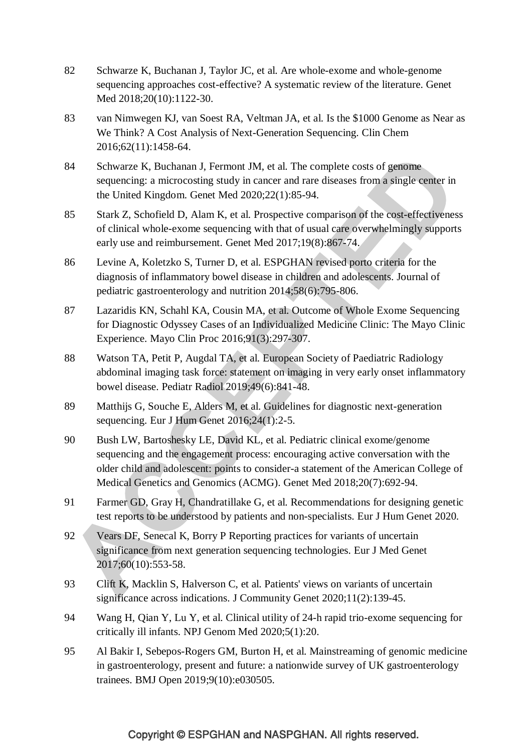82 Schwarze K, Buchanan J, Taylor JC, et al. Are whole-exome and whole-genome sequencing approaches cost-effective? A systematic review of the literature. Genet Med 2018;20(10):1122-30.

83 van Nimwegen KJ, van Soest RA, Veltman JA, et al. Is the $1000 Genome as Near as We Think? A Cost Analysis of Next-Generation Sequencing. Clin Chem 2016;62(11):1458-64.

84 Schwarze K, Buchanan J, Fermont JM, et al. The complete costs of genome sequencing: a microcosting study in cancer and rare diseases from a single center in the United Kingdom. Genet Med 2020;22(1):85-94.

85 Stark Z, Schofield D, Alam K, et al. Prospective comparison of the cost-effectiveness of clinical whole-exome sequencing with that of usual care overwhelmingly supports early use and reimbursement. Genet Med 2017;19(8):867-74.

86 Levine A, Koletzko S, Turner D, et al. ESPGHAN revised porto criteria for the diagnosis of inflammatory bowel disease in children and adolescents. Journal of pediatric gastroenterology and nutrition 2014;58(6):795-806.

87 Lazaridis KN, Schahl KA, Cousin MA, et al. Outcome of Whole Exome Sequencing for Diagnostic Odyssey Cases of an Individualized Medicine Clinic: The Mayo Clinic Experience. Mayo Clin Proc 2016;91(3):297-307.

88 Watson TA, Petit P, Augdal TA, et al. European Society of Paediatric Radiology abdominal imaging task force: statement on imaging in very early onset inflammatory bowel disease. Pediatr Radiol 2019;49(6):841-48.

89 Matthijs G, Souche E, Alders M, et al. Guidelines for diagnostic next-generation sequencing. Eur J Hum Genet 2016;24(1):2-5.

90 Bush LW, Bartoshesky LE, David KL, et al. Pediatric clinical exome/genome sequencing and the engagement process: encouraging active conversation with the older child and adolescent: points to consider-a statement of the American College of Medical Genetics and Genomics (ACMG). Genet Med 2018;20(7):692-94.

91 Farmer GD, Gray H, Chandratillake G, et al. Recommendations for designing genetic test reports to be understood by patients and non-specialists. Eur J Hum Genet 2020.

92 Vears DF, Senecal K, Borry P Reporting practices for variants of uncertain significance from next generation sequencing technologies. Eur J Med Genet 2017;60(10):553-58.

93 Clift K, Macklin S, Halverson C, et al. Patients' views on variants of uncertain significance across indications. J Community Genet 2020;11(2):139-45.

94 Wang H, Qian Y, Lu Y, et al. Clinical utility of 24-h rapid trio-exome sequencing for critically ill infants. NPJ Genom Med 2020;5(1):20.

95 Al Bakir I, Sebepos-Rogers GM, Burton H, et al. Mainstreaming of genomic medicine in gastroenterology, present and future: a nationwide survey of UK gastroenterology trainees. BMJ Open 2019;9(10):e030505.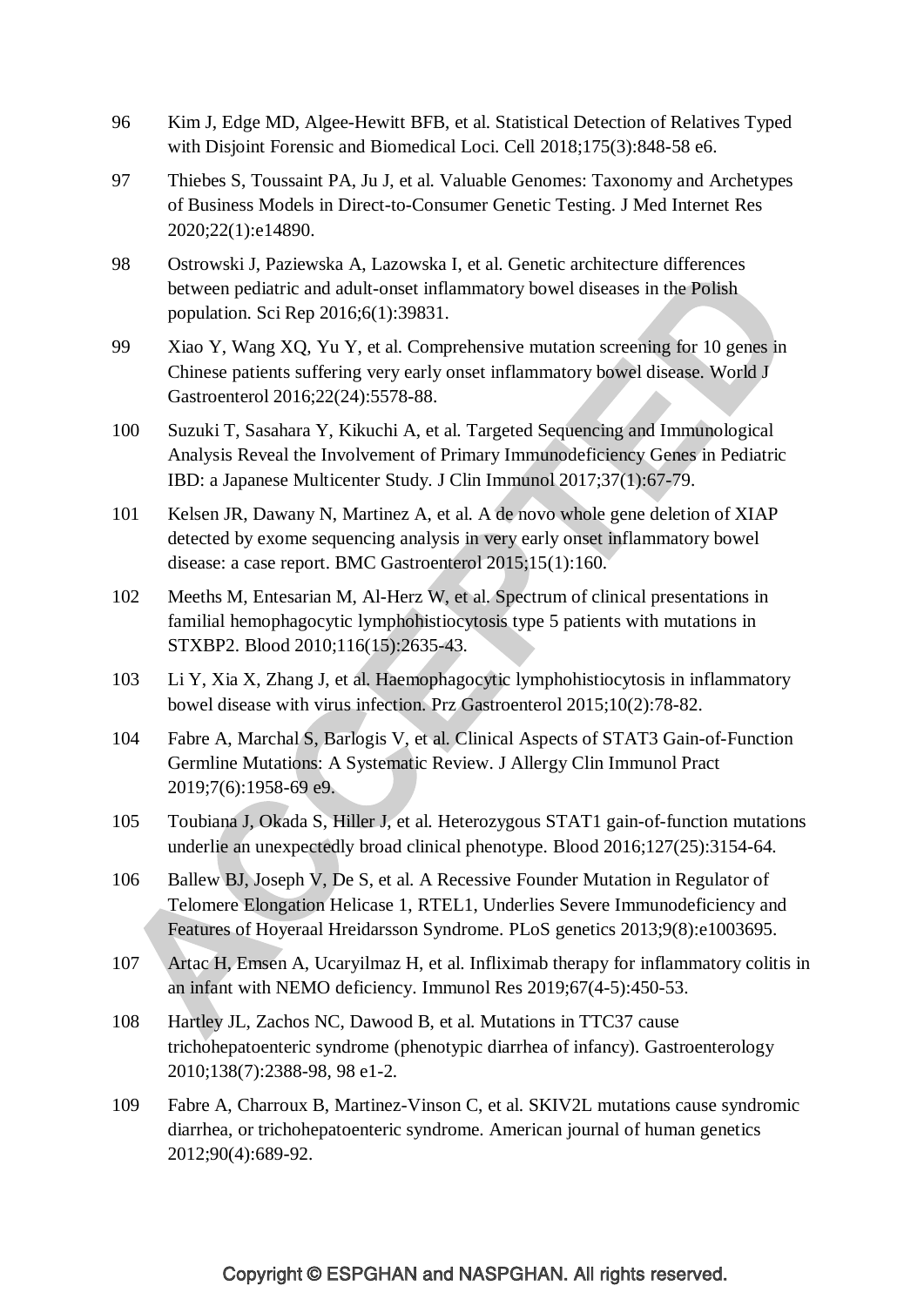96 Kim J, Edge MD, Algee-Hewitt BFB, et al. Statistical Detection of Relatives Typed with Disjoint Forensic and Biomedical Loci. Cell 2018;175(3):848-58 e6.

97 Thiebes S, Toussaint PA, Ju J, et al. Valuable Genomes: Taxonomy and Archetypes of Business Models in Direct-to-Consumer Genetic Testing. J Med Internet Res 2020;22(1):e14890.

98 Ostrowski J, Paziewska A, Lazowska I, et al. Genetic architecture differences between pediatric and adult-onset inflammatory bowel diseases in the Polish population. Sci Rep 2016;6(1):39831.

99 Xiao Y, Wang XQ, Yu Y, et al. Comprehensive mutation screening for 10 genes in Chinese patients suffering very early onset inflammatory bowel disease. World J Gastroenterol 2016;22(24):5578-88.

100 Suzuki T, Sasahara Y, Kikuchi A, et al. Targeted Sequencing and Immunological Analysis Reveal the Involvement of Primary Immunodeficiency Genes in Pediatric IBD: a Japanese Multicenter Study. J Clin Immunol 2017;37(1):67-79.

101 Kelsen JR, Dawany N, Martinez A, et al. A de novo whole gene deletion of XIAP detected by exome sequencing analysis in very early onset inflammatory bowel disease: a case report. BMC Gastroenterol 2015;15(1):160.

102 Meeths M, Entesarian M, Al-Herz W, et al. Spectrum of clinical presentations in familial hemophagocytic lymphohistiocytosis type 5 patients with mutations in STXBP2. Blood 2010;116(15):2635-43.

103 Li Y, Xia X, Zhang J, et al. Haemophagocytic lymphohistiocytosis in inflammatory bowel disease with virus infection. Prz Gastroenterol 2015;10(2):78-82.

104 Fabre A, Marchal S, Barlogis V, et al. Clinical Aspects of STAT3 Gain-of-Function Germline Mutations: A Systematic Review. J Allergy Clin Immunol Pract 2019;7(6):1958-69 e9.

105 Toubiana J, Okada S, Hiller J, et al. Heterozygous STAT1 gain-of-function mutations underlie an unexpectedly broad clinical phenotype. Blood 2016;127(25):3154-64.

106 Ballew BJ, Joseph V, De S, et al. A Recessive Founder Mutation in Regulator of Telomere Elongation Helicase 1, RTEL1, Underlies Severe Immunodeficiency and Features of Hoyeraal Hreidarsson Syndrome. PLoS genetics 2013;9(8):e1003695.

107 Artac H, Emsen A, Ucaryilmaz H, et al. Infliximab therapy for inflammatory colitis in an infant with NEMO deficiency. Immunol Res 2019;67(4-5):450-53.

108 Hartley JL, Zachos NC, Dawood B, et al. Mutations in TTC37 cause trichohepatoenteric syndrome (phenotypic diarrhea of infancy). Gastroenterology 2010;138(7):2388-98, 98 e1-2.

109 Fabre A, Charroux B, Martinez-Vinson C, et al. SKIV2L mutations cause syndromic diarrhea, or trichohepatoenteric syndrome. American journal of human genetics 2012;90(4):689-92.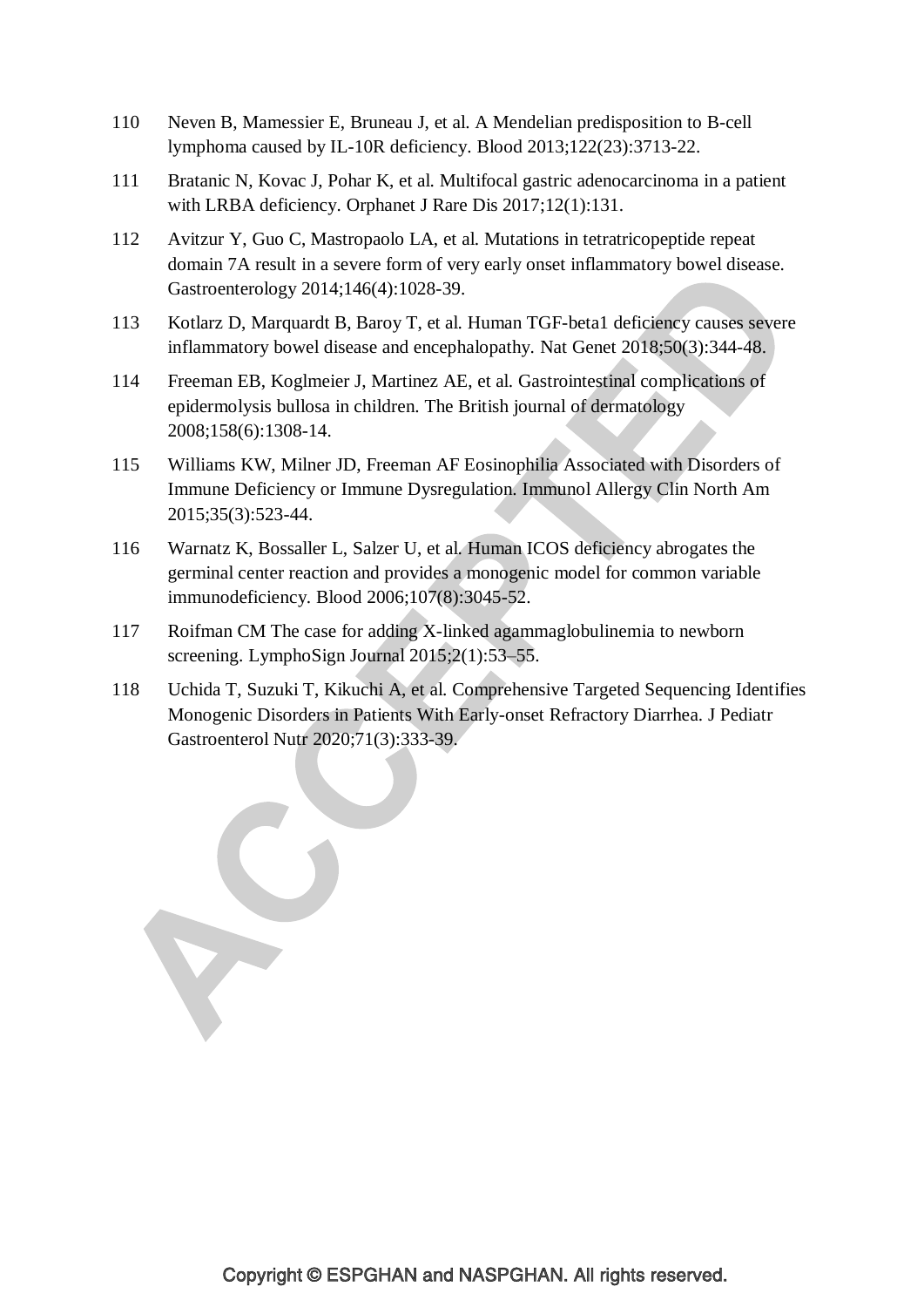110 Neven B, Mamessier E, Bruneau J, et al. A Mendelian predisposition to B-cell lymphoma caused by IL-10R deficiency. Blood 2013;122(23):3713-22.

111 Bratanic N, Kovac J, Pohar K, et al. Multifocal gastric adenocarcinoma in a patient with LRBA deficiency. Orphanet J Rare Dis 2017;12(1):131.

112 Avitzur Y, Guo C, Mastropaolo LA, et al. Mutations in tetratricopeptide repeat domain 7A result in a severe form of very early onset inflammatory bowel disease. Gastroenterology 2014;146(4):1028-39.

113 Kotlarz D, Marquardt B, Baroy T, et al. Human TGF-beta1 deficiency causes severe inflammatory bowel disease and encephalopathy. Nat Genet 2018;50(3):344-48.

114 Freeman EB, Koglmeier J, Martinez AE, et al. Gastrointestinal complications of epidermolysis bullosa in children. The British journal of dermatology 2008;158(6):1308-14.

115 Williams KW, Milner JD, Freeman AF Eosinophilia Associated with Disorders of Immune Deficiency or Immune Dysregulation. Immunol Allergy Clin North Am 2015;35(3):523-44.

116 Warnatz K, Bossaller L, Salzer U, et al. Human ICOS deficiency abrogates the germinal center reaction and provides a monogenic model for common variable immunodeficiency. Blood 2006;107(8):3045-52.

117 Roifman CM The case for adding X-linked agammaglobulinemia to newborn screening. LymphoSign Journal 2015;2(1):53–55.

118 Uchida T, Suzuki T, Kikuchi A, et al. Comprehensive Targeted Sequencing Identifies Monogenic Disorders in Patients With Early-onset Refractory Diarrhea. J Pediatr Gastroenterol Nutr 2020;71(3):333-39.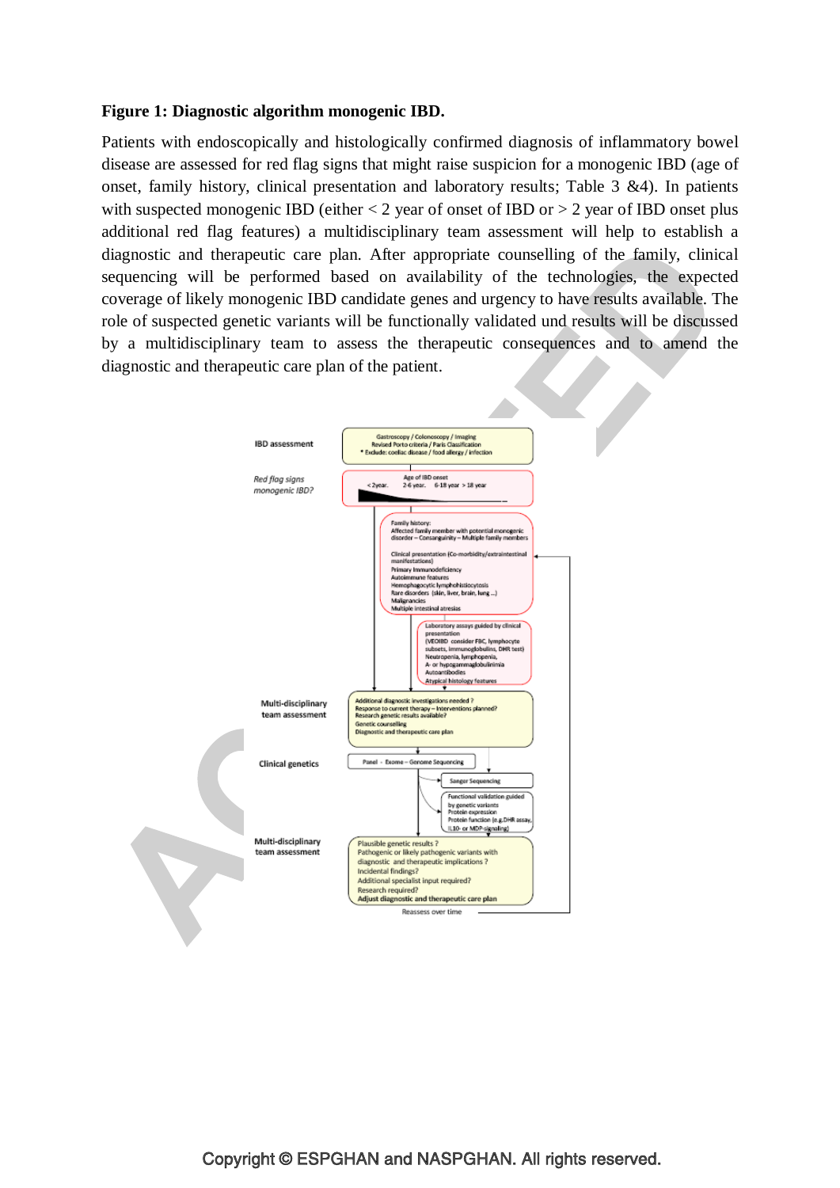**Figure 1: Diagnostic algorithm monogenic IBD.**

Patients with endoscopically and histologically confirmed diagnosis of inflammatory bowel disease are assessed for red flag signs that might raise suspicion for a monogenic IBD (age of onset, family history, clinical presentation and laboratory results; Table 3 &4). In patients with suspected monogenic IBD (either < 2 year of onset of IBD or > 2 year of IBD onset plus additional red flag features) a multidisciplinary team assessment will help to establish a diagnostic and therapeutic care plan. After appropriate counselling of the family, clinical sequencing will be performed based on availability of the technologies, the expected coverage of likely monogenic IBD candidate genes and urgency to have results available. The role of suspected genetic variants will be functionally validated und results will be discussed by a multidisciplinary team to assess the therapeutic consequences and to amend the diagnostic and therapeutic care plan of the patient.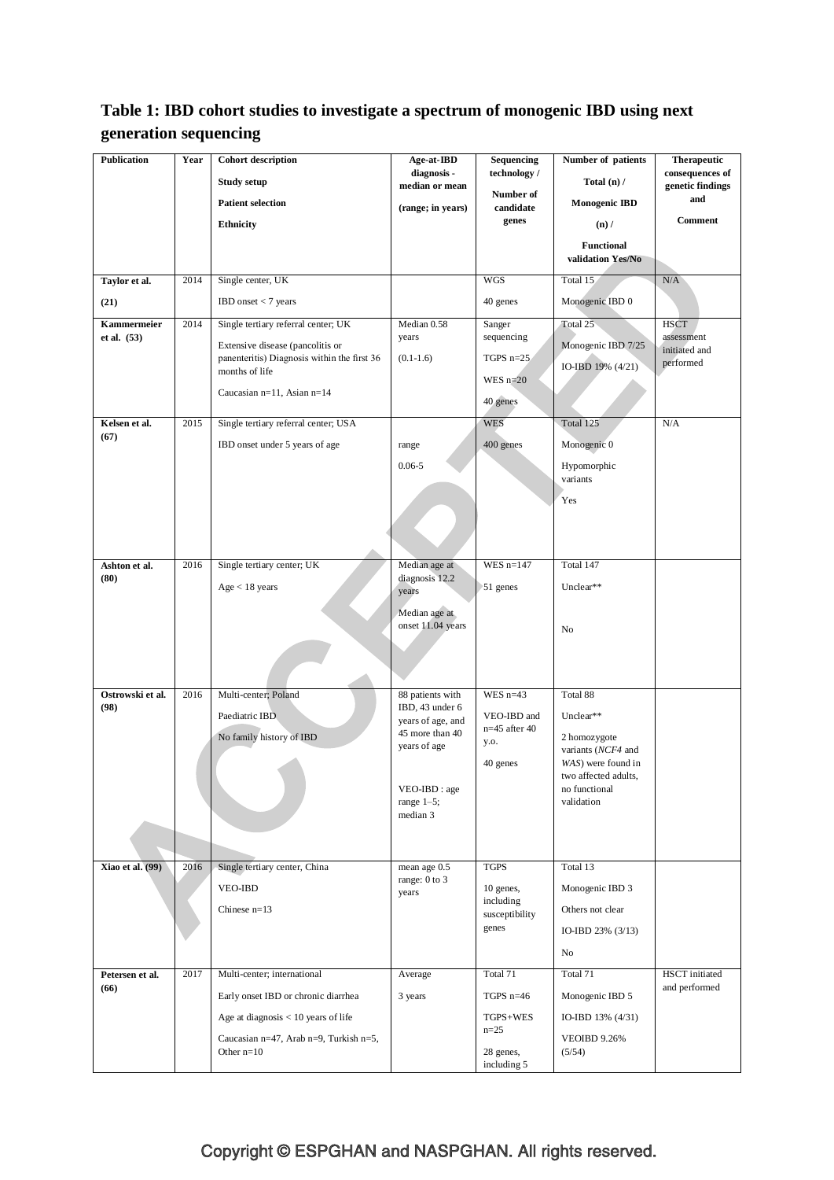# Table 1: IBD cohort studies to investigate a spectrum of monogenic IBD using next generation sequencing

| Publication | Year | Cohort description<br>Study setup<br>Patient selection<br>Ethnicity | Age-at-IBD diagnosis - median or mean<br>(range; in years) | Sequencing technology /<br>Number of candidate genes | Number of patients<br>Total (n) /<br>Monogenic IBD (n) /<br>Functional validation Yes/No | Therapeutic consequences of genetic findings and<br>Comment |
|---|---|---|---|---|---|---|
| Taylor et al. (21) | 2014 | Single center, UK<br>IBD onset < 7 years | | WGS<br>40 genes | Total 15<br>Monogenic IBD 0 | N/A |
| Kammermeier et al. (53) | 2014 | Single tertiary referral center; UK<br>Extensive disease (pancolitis or panenteritis) Diagnosis within the first 36 months of life<br>Caucasian n=11, Asian n=14 | Median 0.58 years<br>(0.1-1.6) | Sanger sequencing<br>TGPS n=25<br>WES n=20<br>40 genes | Total 25<br>Monogenic IBD 7/25<br>IO-IBD 19% (4/21) | HSCT assessment initiated and performed |
| Kelsen et al. (67) | 2015 | Single tertiary referral center; USA<br>IBD onset under 5 years of age | range<br>0.06-5 | WES<br>400 genes | Total 125<br>Monogenic 0<br>Hypomorphic variants<br>Yes | N/A |
| Ashton et al. (80) | 2016 | Single tertiary center; UK<br>Age < 18 years | Median age at diagnosis 12.2 years<br>Median age at onset 11.04 years | WES n=147<br>51 genes | Total 147<br>Unclear**<br>No | |
| Ostrowski et al. (98) | 2016 | Multi-center; Poland<br>Paediatric IBD<br>No family history of IBD | 88 patients with IBD, 43 under 6 years of age, and 45 more than 40 years of age<br>VEO-IBD : age range 1–5; median 3 | WES n=43<br>VEO-IBD and n=45 after 40 y.o.<br>40 genes | Total 88<br>Unclear**<br>2 homozygote variants (*NCF4* and *WAS*) were found in two affected adults, no functional validation | |
| Xiao et al. (99) | 2016 | Single tertiary center, China<br>VEO-IBD<br>Chinese n=13 | mean age 0.5 range: 0 to 3 years | TGPS<br>10 genes, including susceptibility genes | Total 13<br>Monogenic IBD 3<br>Others not clear<br>IO-IBD 23% (3/13)<br>No | |
| Petersen et al. (66) | 2017 | Multi-center; international<br>Early onset IBD or chronic diarrhea<br>Age at diagnosis < 10 years of life<br>Caucasian n=47, Arab n=9, Turkish n=5, Other n=10 | Average<br>3 years | Total 71<br>TGPS n=46<br>TGPS+WES n=25<br>28 genes, including 5 | Total 71<br>Monogenic IBD 5<br>IO-IBD 13% (4/31)<br>VEOIBD 9.26% (5/54) | HSCT initiated and performed |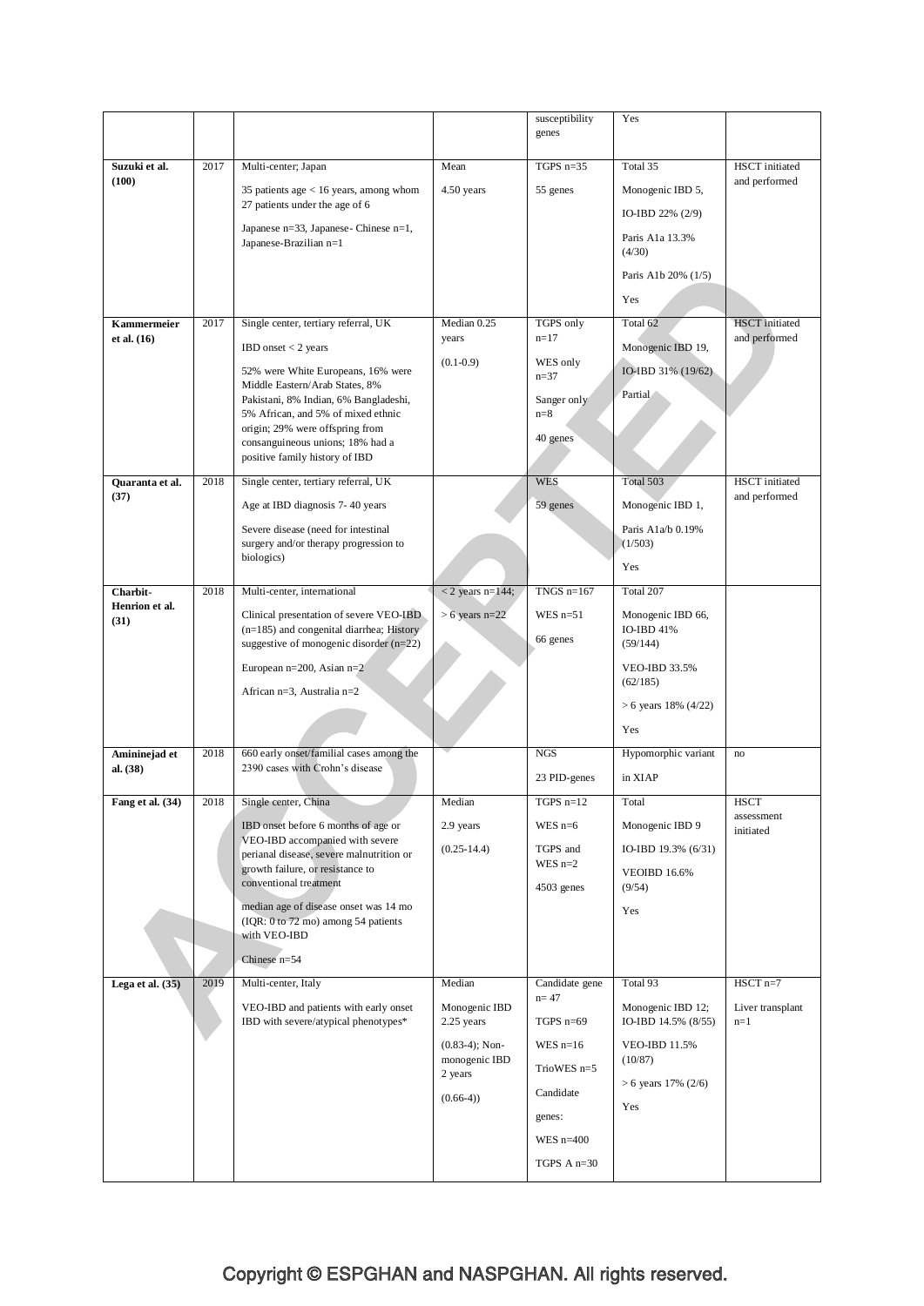|  |  |  |  | susceptibility genes | Yes |  |
|---|---|---|---|---|---|---|
| **Suzuki et al. (100)** | 2017 | Multi-center; Japan<br>35 patients age < 16 years, among whom 27 patients under the age of 6<br>Japanese n=33, Japanese- Chinese n=1, Japanese-Brazilian n=1 | Mean<br>4.50 years | TGPS n=35<br>55 genes | Total 35<br>Monogenic IBD 5,<br>IO-IBD 22% (2/9)<br>Paris A1a 13.3% (4/30)<br>Paris A1b 20% (1/5)<br>Yes | HSCT initiated and performed |
| **Kammermeier et al. (16)** | 2017 | Single center, tertiary referral, UK<br>IBD onset < 2 years<br>52% were White Europeans, 16% were Middle Eastern/Arab States, 8% Pakistani, 8% Indian, 6% Bangladeshi, 5% African, and 5% of mixed ethnic origin; 29% were offspring from consanguineous unions; 18% had a positive family history of IBD | Median 0.25 years<br>(0.1-0.9) | TGPS only n=17<br>WES only n=37<br>Sanger only n=8<br>40 genes | Total 62<br>Monogenic IBD 19,<br>IO-IBD 31% (19/62)<br>Partial | HSCT initiated and performed |
| **Quaranta et al. (37)** | 2018 | Single center, tertiary referral, UK<br>Age at IBD diagnosis 7- 40 years<br>Severe disease (need for intestinal surgery and/or therapy progression to biologics) |  | WES<br>59 genes | Total 503<br>Monogenic IBD 1,<br>Paris A1a/b 0.19% (1/503)<br>Yes | HSCT initiated and performed |
| **Charbit-Henrion et al. (31)** | 2018 | Multi-center, international<br>Clinical presentation of severe VEO-IBD (n=185) and congenital diarrhea; History suggestive of monogenic disorder (n=22)<br>European n=200, Asian n=2<br>African n=3, Australia n=2 | < 2 years n=144;<br>> 6 years n=22 | TNGS n=167<br>WES n=51<br>66 genes | Total 207<br>Monogenic IBD 66, IO-IBD 41% (59/144)<br>VEO-IBD 33.5% (62/185)<br>> 6 years 18% (4/22)<br>Yes |  |
| **Amininejad et al. (38)** | 2018 | 660 early onset/familial cases among the 2390 cases with Crohn's disease |  | NGS<br>23 PID-genes | Hypomorphic variant in XIAP | no |
| **Fang et al. (34)** | 2018 | Single center, China<br>IBD onset before 6 months of age or VEO-IBD accompanied with severe perianal disease, severe malnutrition or growth failure, or resistance to conventional treatment<br>median age of disease onset was 14 mo (IQR: 0 to 72 mo) among 54 patients with VEO-IBD<br>Chinese n=54 | Median<br>2.9 years<br>(0.25-14.4) | TGPS n=12<br>WES n=6<br>TGPS and WES n=2<br>4503 genes | Total<br>Monogenic IBD 9<br>IO-IBD 19.3% (6/31)<br>VEOIBD 16.6% (9/54)<br>Yes | HSCT assessment initiated |
| **Lega et al. (35)** | 2019 | Multi-center, Italy<br>VEO-IBD and patients with early onset IBD with severe/atypical phenotypes* | Median<br>Monogenic IBD 2.25 years<br>(0.83-4); Non-monogenic IBD 2 years<br>(0.66-4)) | Candidate gene n= 47<br>TGPS n=69<br>WES n=16<br>TrioWES n=5<br>Candidate genes:<br>WES n=400<br>TGPS A n=30 | Total 93<br>Monogenic IBD 12; IO-IBD 14.5% (8/55)<br>VEO-IBD 11.5% (10/87)<br>> 6 years 17% (2/6)<br>Yes | HSCT n=7<br>Liver transplant n=1 |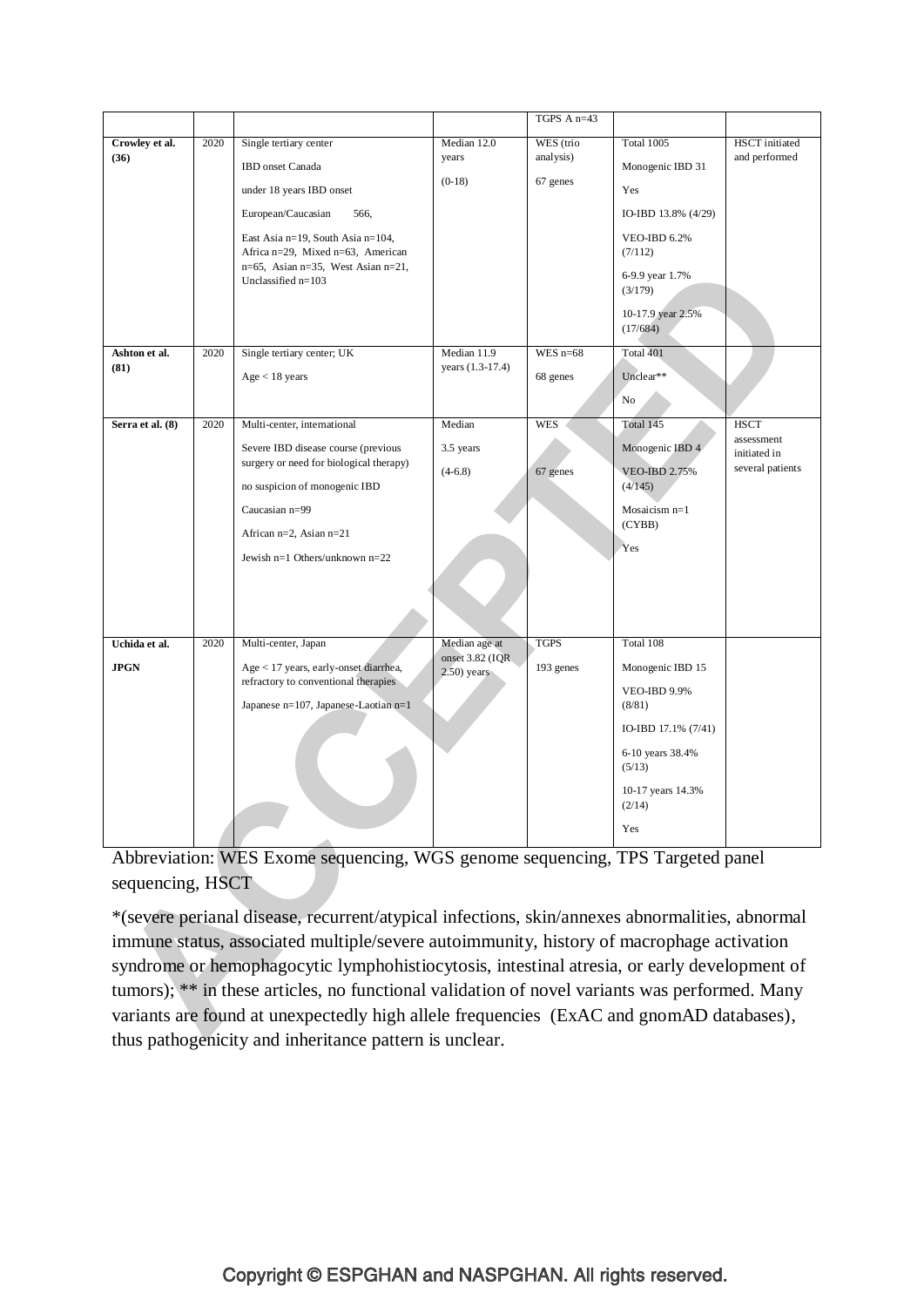| | | | | TGPS A n=43 | | |
|---|---|---|---|---|---|---|
| **Crowley et al. (36)** | 2020 | Single tertiary center<br>IBD onset Canada<br>under 18 years IBD onset<br>European/Caucasian 566,<br>East Asia n=19, South Asia n=104, Africa n=29, Mixed n=63, American n=65, Asian n=35, West Asian n=21, Unclassified n=103 | Median 12.0 years<br>(0-18) | WES (trio analysis)<br>67 genes | Total 1005<br>Monogenic IBD 31<br>Yes<br>IO-IBD 13.8% (4/29)<br>VEO-IBD 6.2% (7/112)<br>6-9.9 year 1.7% (3/179)<br>10-17.9 year 2.5% (17/684) | HSCT initiated and performed |
| **Ashton et al. (81)** | 2020 | Single tertiary center; UK<br>Age < 18 years | Median 11.9 years (1.3-17.4) | WES n=68<br>68 genes | Total 401<br>Unclear**<br>No | |
| **Serra et al. (8)** | 2020 | Multi-center, international<br>Severe IBD disease course (previous surgery or need for biological therapy)<br>no suspicion of monogenic IBD<br>Caucasian n=99<br>African n=2, Asian n=21<br>Jewish n=1 Others/unknown n=22 | Median<br>3.5 years<br>(4-6.8) | WES<br>67 genes | Total 145<br>Monogenic IBD 4<br>VEO-IBD 2.75% (4/145)<br>Mosaicism n=1 (CYBB)<br>Yes | HSCT assessment initiated in several patients |
| **Uchida et al.**<br>**JPGN** | 2020 | Multi-center, Japan<br>Age < 17 years, early-onset diarrhea, refractory to conventional therapies<br>Japanese n=107, Japanese-Laotian n=1 | Median age at onset 3.82 (IQR 2.50) years | TGPS<br>193 genes | Total 108<br>Monogenic IBD 15<br>VEO-IBD 9.9% (8/81)<br>IO-IBD 17.1% (7/41)<br>6-10 years 38.4% (5/13)<br>10-17 years 14.3% (2/14)<br>Yes | |

Abbreviation: WES Exome sequencing, WGS genome sequencing, TPS Targeted panel sequencing, HSCT

*(severe perianal disease, recurrent/atypical infections, skin/annexes abnormalities, abnormal immune status, associated multiple/severe autoimmunity, history of macrophage activation syndrome or hemophagocytic lymphohistiocytosis, intestinal atresia, or early development of tumors); ** in these articles, no functional validation of novel variants was performed. Many variants are found at unexpectedly high allele frequencies (ExAC and gnomAD databases), thus pathogenicity and inheritance pattern is unclear.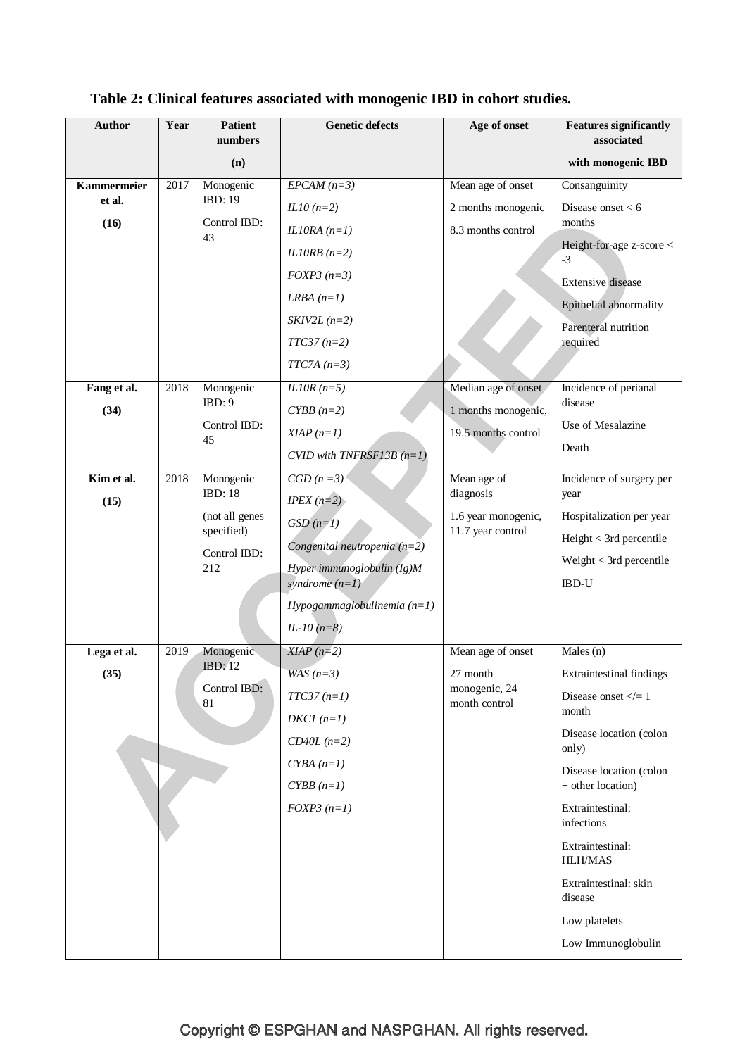**Table 2: Clinical features associated with monogenic IBD in cohort studies.**

| Author | Year | Patient numbers (n) | Genetic defects | Age of onset | Features significantly associated with monogenic IBD |
|---|---|---|---|---|---|
| **Kammermeier et al. (16)** | 2017 | Monogenic IBD: 19<br>Control IBD: 43 | *EPCAM (n=3)*<br>*IL10 (n=2)*<br>*IL10RA (n=1)*<br>*IL10RB (n=2)*<br>*FOXP3 (n=3)*<br>*LRBA (n=1)*<br>*SKIV2L (n=2)*<br>*TTC37 (n=2)*<br>*TTC7A (n=3)* | Mean age of onset<br>2 months monogenic<br>8.3 months control | Consanguinity<br>Disease onset < 6 months<br>Height-for-age z-score < -3<br>Extensive disease<br>Epithelial abnormality<br>Parenteral nutrition required |
| **Fang et al. (34)** | 2018 | Monogenic IBD: 9<br>Control IBD: 45 | *IL10R (n=5)*<br>*CYBB (n=2)*<br>*XIAP (n=1)*<br>*CVID with TNFRSF13B (n=1)* | Median age of onset<br>1 months monogenic,<br>19.5 months control | Incidence of perianal disease<br>Use of Mesalazine<br>Death |
| **Kim et al. (15)** | 2018 | Monogenic IBD: 18<br>(not all genes specified)<br>Control IBD: 212 | *CGD (n =3)*<br>*IPEX (n=2)*<br>*GSD (n=1)*<br>*Congenital neutropenia (n=2)*<br>*Hyper immunoglobulin (Ig)M syndrome (n=1)*<br>*Hypogammaglobulinemia (n=1)*<br>*IL-10 (n=8)* | Mean age of diagnosis<br>1.6 year monogenic,<br>11.7 year control | Incidence of surgery per year<br>Hospitalization per year<br>Height < 3rd percentile<br>Weight < 3rd percentile<br>IBD-U |
| **Lega et al. (35)** | 2019 | Monogenic IBD: 12<br>Control IBD: 81 | *XIAP (n=2)*<br>*WAS (n=3)*<br>*TTC37 (n=1)*<br>*DKC1 (n=1)*<br>*CD40L (n=2)*<br>*CYBA (n=1)*<br>*CYBB (n=1)*<br>*FOXP3 (n=1)* | Mean age of onset<br>27 month monogenic, 24 month control | Males (n)<br>Extraintestinal findings<br>Disease onset </= 1 month<br>Disease location (colon only)<br>Disease location (colon + other location)<br>Extraintestinal: infections<br>Extraintestinal: HLH/MAS<br>Extraintestinal: skin disease<br>Low platelets<br>Low Immunoglobulin |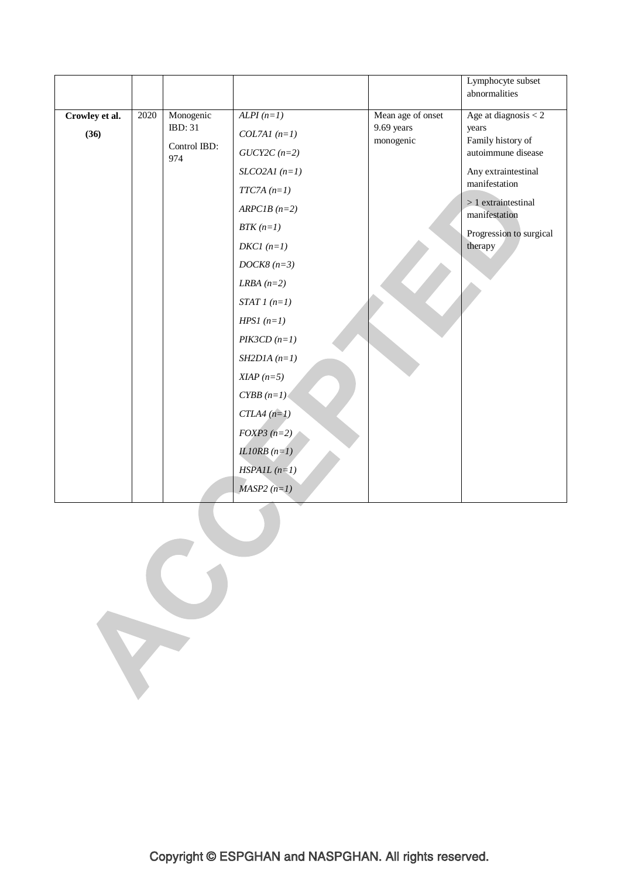|  |  |  |  |  | Lymphocyte subset abnormalities |
|---|---|---|---|---|---|
| **Crowley et al. (36)** | 2020 | Monogenic IBD: 31<br><br>Control IBD: 974 | *ALPI (n=1)*<br>*COL7A1 (n=1)*<br>*GUCY2C (n=2)*<br>*SLCO2A1 (n=1)*<br>*TTC7A (n=1)*<br>*ARPC1B (n=2)*<br>*BTK (n=1)*<br>*DKC1 (n=1)*<br>*DOCK8 (n=3)*<br>*LRBA (n=2)*<br>*STAT 1 (n=1)*<br>*HPS1 (n=1)*<br>*PIK3CD (n=1)*<br>*SH2D1A (n=1)*<br>*XIAP (n=5)*<br>*CYBB (n=1)*<br>*CTLA4 (n=1)*<br>*FOXP3 (n=2)*<br>*IL10RB (n=1)*<br>*HSPA1L (n=1)*<br>*MASP2 (n=1)* | Mean age of onset 9.69 years monogenic | Age at diagnosis < 2 years<br>Family history of autoimmune disease<br><br>Any extraintestinal manifestation<br><br>> 1 extraintestinal manifestation<br><br>Progression to surgical therapy |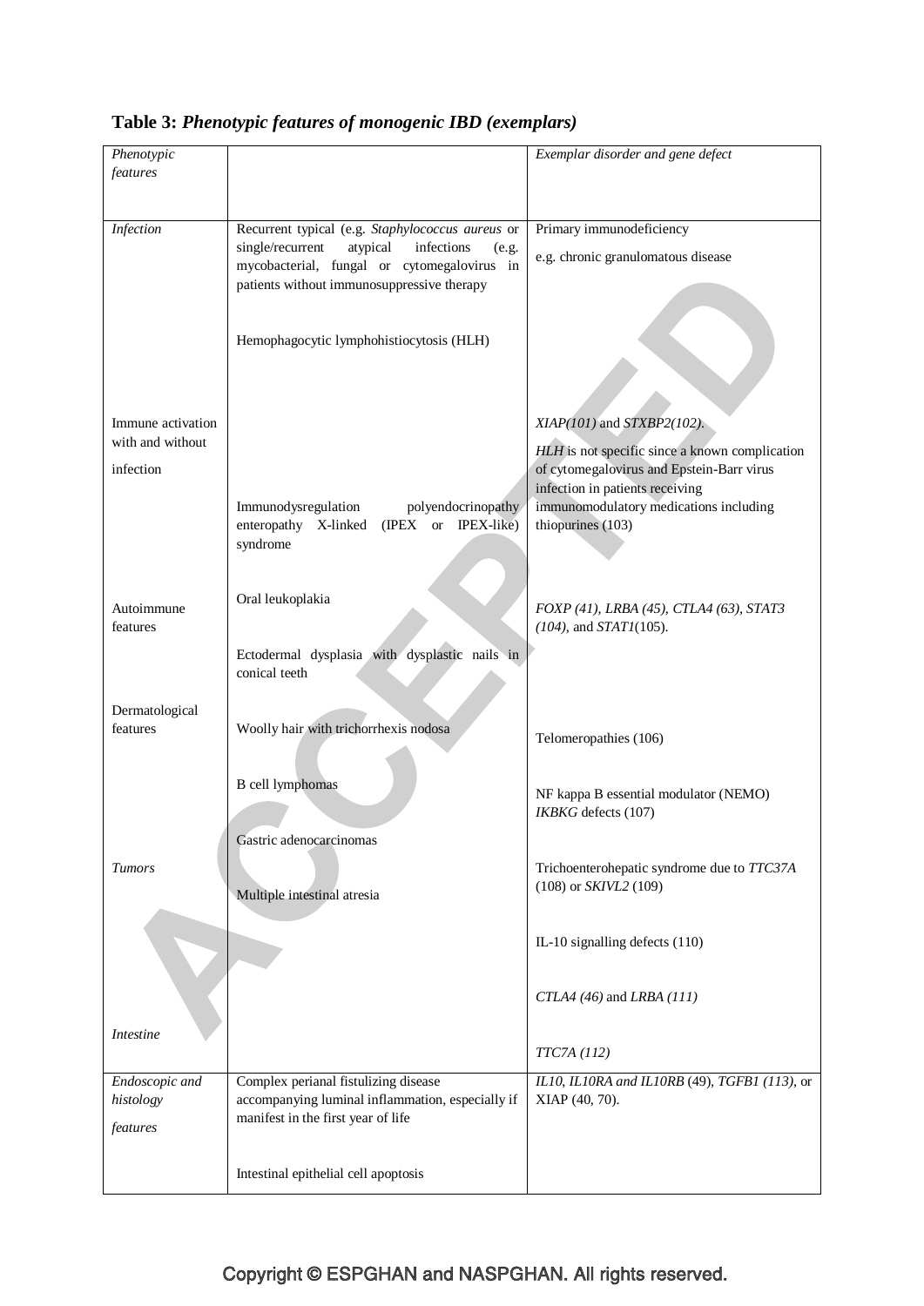**Table 3:** ***Phenotypic features of monogenic IBD (exemplars)***

| *Phenotypic features* | | *Exemplar disorder and gene defect* |
|---|---|---|
| *Infection* | Recurrent typical (e.g. *Staphylococcus aureus* or single/recurrent atypical infections (e.g. mycobacterial, fungal or cytomegalovirus in patients without immunosuppressive therapy | Primary immunodeficiency<br>e.g. chronic granulomatous disease |
| Immune activation with and without infection | Hemophagocytic lymphohistiocytosis (HLH) | *XIAP*(101) and *STXBP2*(102).<br>*HLH* is not specific since a known complication of cytomegalovirus and Epstein-Barr virus infection in patients receiving immunomodulatory medications including thiopurines (103) |
| Autoimmune features | Immunodysregulation polyendocrinopathy enteropathy X-linked (IPEX or IPEX-like) syndrome | *FOXP (41), LRBA (45), CTLA4 (63), STAT3 (104),* and *STAT1*(105). |
| Dermatological features | Oral leukoplakia<br>Ectodermal dysplasia with dysplastic nails in conical teeth<br>Woolly hair with trichorrhexis nodosa | Telomeropathies (106)<br>NF kappa B essential modulator (NEMO) *IKBKG* defects (107)<br>Trichoenterohepatic syndrome due to *TTC37A* (108) or *SKIVL2* (109) |
| *Tumors* | B cell lymphomas<br>Gastric adenocarcinomas | IL-10 signalling defects (110)<br>*CTLA4 (46)* and *LRBA (111)* |
| *Intestine* | Multiple intestinal atresia | *TTC7A (112)* |
| *Endoscopic and histology features* | Complex perianal fistulizing disease accompanying luminal inflammation, especially if manifest in the first year of life<br>Intestinal epithelial cell apoptosis | *IL10, IL10RA and IL10RB* (49), *TGFB1 (113)*, or XIAP (40, 70). |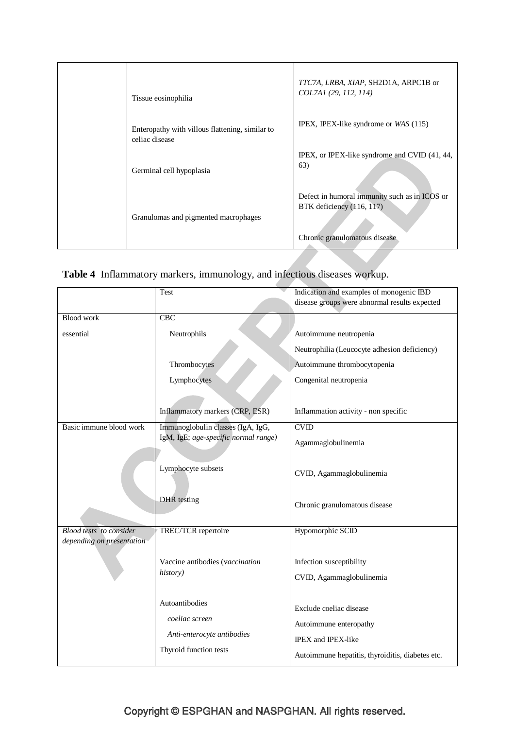| | | |
|---|---|---|
| | Tissue eosinophilia | *TTC7A, LRBA, XIAP*, SH2D1A, ARPC1B or *COL7A1 (29, 112, 114)* |
| | Enteropathy with villous flattening, similar to celiac disease | IPEX, IPEX-like syndrome or *WAS* (115) |
| | Germinal cell hypoplasia | IPEX, or IPEX-like syndrome and CVID (41, 44, 63) |
| | | Defect in humoral immunity such as in ICOS or BTK deficiency (116, 117) |
| | Granulomas and pigmented macrophages | Chronic granulomatous disease |

**Table 4** Inflammatory markers, immunology, and infectious diseases workup.

| | Test | Indication and examples of monogenic IBD disease groups were abnormal results expected |
|---|---|---|
| Blood work essential | CBC | |
| | Neutrophils | Autoimmune neutropenia |
| | | Neutrophilia (Leucocyte adhesion deficiency) |
| | Thrombocytes | Autoimmune thrombocytopenia |
| | Lymphocytes | Congenital neutropenia |
| | Inflammatory markers (CRP, ESR) | Inflammation activity - non specific |
| Basic immune blood work | Immunoglobulin classes (IgA, IgG, IgM, IgE; *age-specific normal range)* | CVID<br>Agammaglobulinemia |
| | Lymphocyte subsets | CVID, Agammaglobulinemia |
| | DHR testing | Chronic granulomatous disease |
| *Blood tests to consider depending on presentation* | TREC/TCR repertoire | Hypomorphic SCID |
| | Vaccine antibodies (*vaccination history)* | Infection susceptibility<br>CVID, Agammaglobulinemia |
| | Autoantibodies | |
| | *coeliac screen* | Exclude coeliac disease |
| | *Anti-enterocyte antibodies* | Autoimmune enteropathy<br>IPEX and IPEX-like |
| | Thyroid function tests | Autoimmune hepatitis, thyroiditis, diabetes etc. |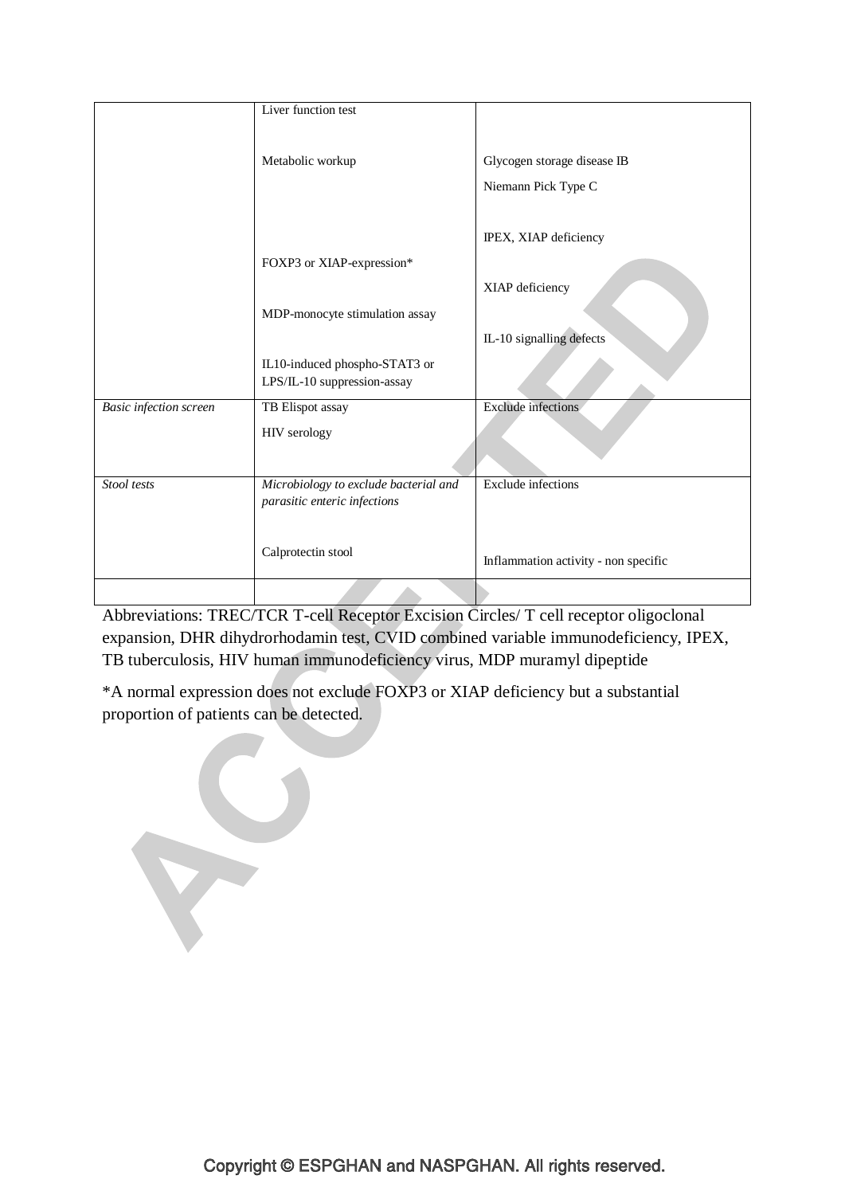| | | |
|---|---|---|
| | Liver function test | |
| | Metabolic workup | Glycogen storage disease IB<br>Niemann Pick Type C |
| | FOXP3 or XIAP-expression* | IPEX, XIAP deficiency |
| | MDP-monocyte stimulation assay | XIAP deficiency |
| | IL10-induced phospho-STAT3 or LPS/IL-10 suppression-assay | IL-10 signalling defects |
| *Basic infection screen* | TB Elispot assay<br>HIV serology | Exclude infections |
| *Stool tests* | *Microbiology to exclude bacterial and parasitic enteric infections* | Exclude infections |
| | Calprotectin stool | Inflammation activity - non specific |
| | | |

Abbreviations: TREC/TCR T-cell Receptor Excision Circles/ T cell receptor oligoclonal expansion, DHR dihydrorhodamin test, CVID combined variable immunodeficiency, IPEX, TB tuberculosis, HIV human immunodeficiency virus, MDP muramyl dipeptide

*A normal expression does not exclude FOXP3 or XIAP deficiency but a substantial proportion of patients can be detected.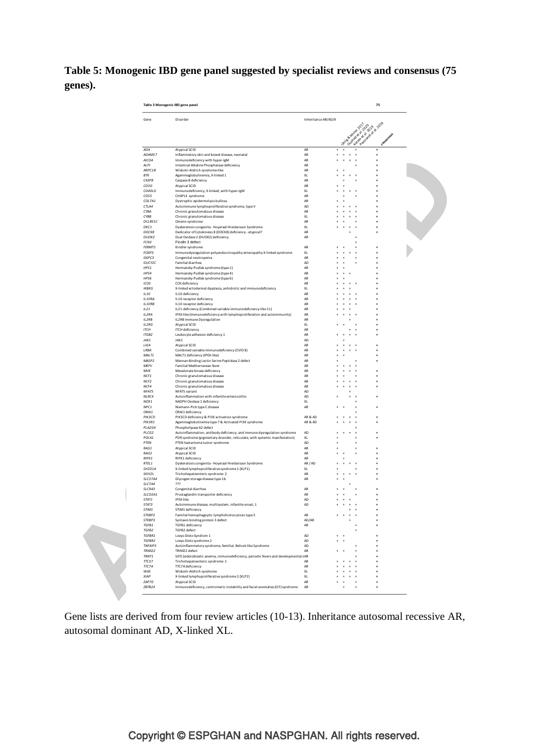**Table 5: Monogenic IBD gene panel suggested by specialist reviews and consensus (75 genes).**

**Table 3 Monogenic IBD gene panel** — 75

| Gene | Disorder | Inheritance AR/AD/X | Uhlig & Muise 2017 | Ouahed et al. 2020 | Kelsen et al. 2019 | Pazmandi et al. 2019 | consensus |
|---|---|---|---|---|---|---|---|
| *ADA* | Atypical SCID | AR | + | + | | + | + |
| *ADAM17* | Inflammatory skin and bowel disease, neonatal | AR | + | + | + | + | + |
| *AICDA* | Immunodeficiency with hyper-IgM | AR | + | + | + | + | + |
| *ALPI* | Intestinal Alkaline Phosphatase deficiency | AR | | | | + | + |
| *ARPC1B* | Wiskott–Aldrich syndrome-like | AR | + | + | | | + |
| *BTK* | Agammaglobulinemia, X-linked 1 | XL | + | + | + | + | + |
| *CASP8* | Caspase-8 deficiency | AR | | + | | + | + |
| *CD3G* | Atypical SCID | AR | + | + | | | + |
| *CD40LG* | Immunodeficiency, X-linked, with hyper-IgM | XL | + | + | + | + | + |
| *CD55* | CHAPLE syndrome | AR | | + | | + | + |
| *COL7A1* | Dystrophic epidermolysis bullosa | AR | + | + | | | + |
| *CTLA4* | Autoimmune lymphoproliferative syndrome, type V | AD | + | + | + | + | + |
| *CYBA* | Chronic granulomatous disease | AR | + | + | + | + | + |
| *CYBB* | Chronic granulomatous disease | XL | + | + | + | + | + |
| *DCLRE1C* | Omenn syndrome | AR | + | + | | + | + |
| *DKC1* | Dyskeratosis congenita - Hoyeraal Hreidarsson Syndrome | XL | + | + | + | + | + |
| *DOCK8* | Dedicator of Cytokinesis 8 (DOCK8) deficiency - atypical? | AR | | | + | | + |
| *DUOX2* | Dual Oxidase 2 (DUOX2) deficiency | AR | | | | + | |
| *FCN3* | Ficolin 3 defect | | | | | + | |
| *FERMT1* | Kindler syndrome | AR | + | + | | + | + |
| *FOXP3* | Immunodysregulation polyendocrinopathy enteropathy X-linked syndrome | XL | + | + | + | + | + |
| *G6PC3* | Congenital neutropenia | AR | + | + | | + | + |
| *GUCY2C* | Familial diarrhea | AD | + | + | | + | + |
| *HPS1* | Hermansky-Pudlak syndrome (type 1) | AR | + | + | | | + |
| *HPS4* | Hermansky-Pudlak syndrome (type 4) | AR | + | + | + | | + |
| *HPS6* | Hermansky-Pudlak syndrome (type 6) | AR | + | + | | | + |
| *ICOS* | ICOS deficiency | AR | + | + | + | + | + |
| *IKBKG* | X-linked ectodermal dysplasia, anhidrotic and immunodeficiency | XL | + | + | + | | + |
| *IL10* | IL10 deficiency | AR | + | + | + | + | + |
| *IL10RA* | IL10 receptor deficiency | AR | + | + | + | + | + |
| *IL10RB* | IL10 receptor deficiency | AR | + | + | + | + | + |
| *IL21* | IL21 deficiency (Combined variable immunodeficiency-like 11) | AR | + | + | + | | + |
| *IL2RA* | IPEX-like (Immunodeficiency with lymphoproliferation and autoimmunity) | AR | + | + | + | + | + |
| *IL2RB* | IL2RB Immune Dysregulation | AR | | | + | | + |
| *IL2RG* | Atypical SCID | XL | + | + | | + | + |
| *ITCH* | ITCH deficiency | AR | | | + | + | + |
| *ITGB2* | Leukocyte adhesion deficiency 1 | AR | + | + | + | + | + |
| *JAK1* | JAK1 | AD | | + | | | |
| *LIG4* | Atypical SCID | AR | + | + | + | + | + |
| *LRBA* | Combined variable immunodeficiency (CVID 8) | AR | + | + | + | + | + |
| *MALT1* | MALT1 deficiency (IPEX-like) | AR | + | + | | | + |
| *MASP2* | Mannan Binding Lectin Serine Peptidase 2 defect | AR | + | | | + | + |
| *MEFV* | Familial Mediterranean fever | AR | + | + | + | + | |
| *MVK* | Mevalonate kinase deficiency | AR | + | + | + | + | + |
| *NCF1* | Chronic granulomatous disease | AR | + | + | | + | + |
| *NCF2* | Chronic granulomatous disease | AR | + | + | + | + | + |
| *NCF4* | Chronic granulomatous disease | AR | + | + | + | + | + |
| *NFAT5* | NFAT5 variant | AD | | + | | | |
| *NLRC4* | Autoinflammation with infantile enterocolitis | AD | + | | + | + | + |
| *NOX1* | NADPH Oxidase 1 deficiency | XL | | | | + | |
| *NPC1* | Niemann-Pick type C disease | AR | + | + | | + | + |
| *ORAI1* | ORAI1 deficiency | | | | | + | |
| *PIK3CD* | PIK3CD deficiency & PI3K activation syndrome | AR & AD | + | + | + | + | + |
| *PIK3R1* | Agammaglobulinemia type 7 & Activated PI3K syndrome | AR & AD | + | + | + | + | + |
| *PLA2G4* | Phospholipase A2 defect | | | | | + | |
| *PLCG2* | Autoinflammation, antibody deficiency, and immune dysregulation syndrome | AD | + | + | + | + | + |
| *POLA1* | PDR syndrome (pigmentary disorder, reticulate, with systemic manifestation) | XL | + | | | + | + |
| *PTEN* | PTEN hamartoma tumor syndrome | AD | + | | | + | |
| *RAG1* | Atypical SCID | AR | + | | | + | + |
| *RAG2* | Atypical SCID | AR | + | + | | + | + |
| *RIPK1* | RIPK1 deficiency | AR | | + | | | + |
| *RTEL1* | Dyskeratosis congenita - Hoyeraal Hreidarsson Syndrome | AR / AD | + | + | + | + | + |
| *SH2D1A* | X-linked lymphoproliferative syndrome 1 (XLP1) | XL | + | | | + | + |
| *SKIV2L* | Trichohepatoenteric syndrome 2 | AR | + | + | + | + | + |
| *SLC37A4* | Glycogen storage disease type 1b | AR | + | + | | | + |
| *SLC7A4* | ??? | | | | + | | |
| *SLC9A3* | Congenital diarrhea | AR | + | + | | + | + |
| *SLCO2A1* | Prostaglandin transporter deficiency | AR | + | + | | + | + |
| *STAT1* | IPEX-like | AD | + | + | + | | + |
| *STAT3* | Autoimmune disease, multisystem, infantile-onset, 1 | AD | + | + | + | + | + |
| *STIM1* | STIM1 deficiency | | | | + | + | + |
| *STXBP2* | Familial hemophagocytic lymphohistiocytosis type 5 | AR | + | + | + | + | + |
| *STXBP3* | Syntaxin binding protein 3 defect | AD/AR | | | + | | + |
| *TGFB1* | TGFB1 deficiency | AR | | | | + | + |
| *TGFB2* | TGFB2 defect | | | | | + | |
| *TGFBR1* | Loeys-Dietz-Syndrom 1 | AD | + | + | | | + |
| *TGFBR2* | Loeys-Dietz syndrome 2 | AD | + | + | | | + |
| *TNFAIP3* | Autoinflammatory syndrome, familial, Behcet-like Syndrome | AD | | | | + | + |
| *TRIM22* | TRIM22 defect | AR | + | + | | + | + |
| *TRNT1* | SIFD (sideroblastic anemia, immunodeficiency, periodic fevers and developmental d | AR | | | | + | + |
| *TTC37* | Trichohepatoenteric syndrome 1 | AR | + | + | + | + | + |
| *TTC7A* | TTC7A deficiency | AR | + | + | + | + | + |
| *WAS* | Wiskott-Aldrich syndrome | XL | + | + | + | + | + |
| *XIAP* | X-linked lymphoproliferative syndrome 2 (XLP2) | XL | + | + | + | + | + |
| *ZAP70* | Atypical SCID | AR | + | + | | + | + |
| *ZBTB24* | Immunodeficiency, centromeric instability and facial anomalies (ICF) syndrome | AR | | + | | + | + |

Gene lists are derived from four review articles (10-13). Inheritance autosomal recessive AR, autosomal dominant AD, X-linked XL.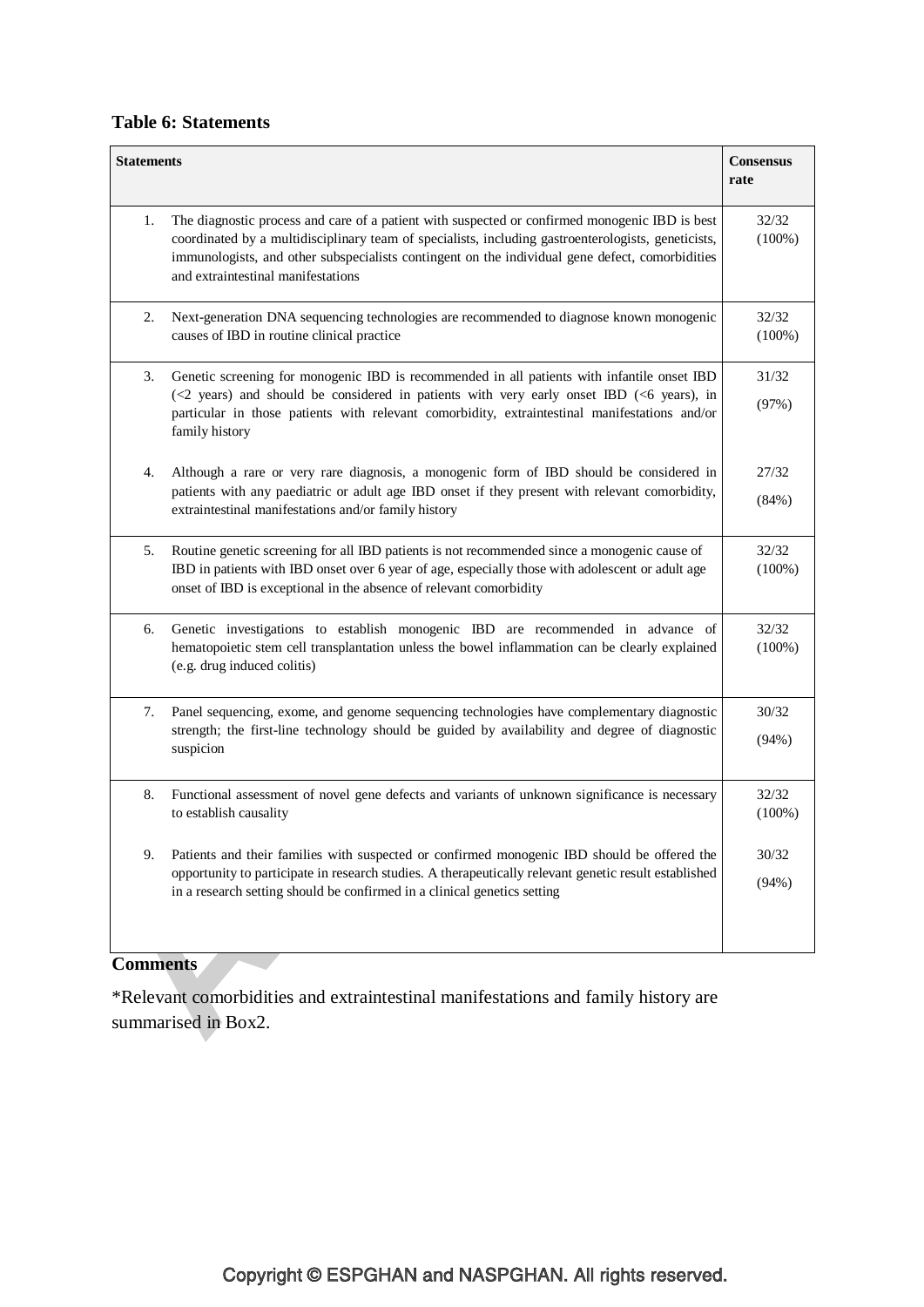**Table 6: Statements**

| Statements | Consensus rate |
|---|---|
| 1. The diagnostic process and care of a patient with suspected or confirmed monogenic IBD is best coordinated by a multidisciplinary team of specialists, including gastroenterologists, geneticists, immunologists, and other subspecialists contingent on the individual gene defect, comorbidities and extraintestinal manifestations | 32/32 (100%) |
| 2. Next-generation DNA sequencing technologies are recommended to diagnose known monogenic causes of IBD in routine clinical practice | 32/32 (100%) |
| 3. Genetic screening for monogenic IBD is recommended in all patients with infantile onset IBD (<2 years) and should be considered in patients with very early onset IBD (<6 years), in particular in those patients with relevant comorbidity, extraintestinal manifestations and/or family history | 31/32 (97%) |
| 4. Although a rare or very rare diagnosis, a monogenic form of IBD should be considered in patients with any paediatric or adult age IBD onset if they present with relevant comorbidity, extraintestinal manifestations and/or family history | 27/32 (84%) |
| 5. Routine genetic screening for all IBD patients is not recommended since a monogenic cause of IBD in patients with IBD onset over 6 year of age, especially those with adolescent or adult age onset of IBD is exceptional in the absence of relevant comorbidity | 32/32 (100%) |
| 6. Genetic investigations to establish monogenic IBD are recommended in advance of hematopoietic stem cell transplantation unless the bowel inflammation can be clearly explained (e.g. drug induced colitis) | 32/32 (100%) |
| 7. Panel sequencing, exome, and genome sequencing technologies have complementary diagnostic strength; the first-line technology should be guided by availability and degree of diagnostic suspicion | 30/32 (94%) |
| 8. Functional assessment of novel gene defects and variants of unknown significance is necessary to establish causality | 32/32 (100%) |
| 9. Patients and their families with suspected or confirmed monogenic IBD should be offered the opportunity to participate in research studies. A therapeutically relevant genetic result established in a research setting should be confirmed in a clinical genetics setting | 30/32 (94%) |

**Comments**

*Relevant comorbidities and extraintestinal manifestations and family history are summarised in Box2.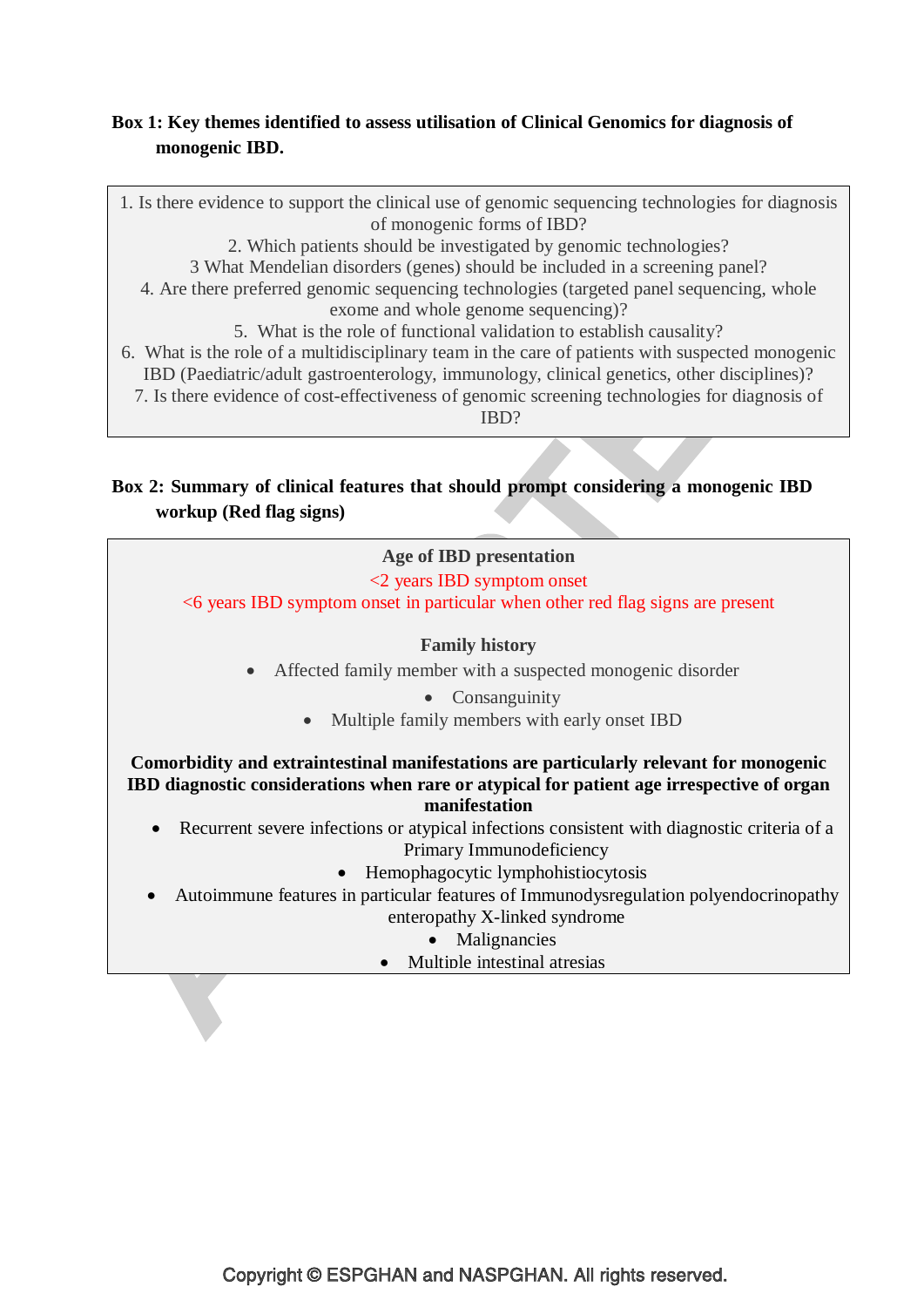**Box 1: Key themes identified to assess utilisation of Clinical Genomics for diagnosis of monogenic IBD.**

1. Is there evidence to support the clinical use of genomic sequencing technologies for diagnosis of monogenic forms of IBD?
2. Which patients should be investigated by genomic technologies?
3. What Mendelian disorders (genes) should be included in a screening panel?
4. Are there preferred genomic sequencing technologies (targeted panel sequencing, whole exome and whole genome sequencing)?
5. What is the role of functional validation to establish causality?
6. What is the role of a multidisciplinary team in the care of patients with suspected monogenic IBD (Paediatric/adult gastroenterology, immunology, clinical genetics, other disciplines)?
7. Is there evidence of cost-effectiveness of genomic screening technologies for diagnosis of IBD?

**Box 2: Summary of clinical features that should prompt considering a monogenic IBD workup (Red flag signs)**

**Age of IBD presentation**

<2 years IBD symptom onset

<6 years IBD symptom onset in particular when other red flag signs are present

**Family history**

- Affected family member with a suspected monogenic disorder
- Consanguinity
- Multiple family members with early onset IBD

**Comorbidity and extraintestinal manifestations are particularly relevant for monogenic IBD diagnostic considerations when rare or atypical for patient age irrespective of organ manifestation**

- Recurrent severe infections or atypical infections consistent with diagnostic criteria of a Primary Immunodeficiency
- Hemophagocytic lymphohistiocytosis
- Autoimmune features in particular features of Immunodysregulation polyendocrinopathy enteropathy X-linked syndrome
- Malignancies
- Multiple intestinal atresias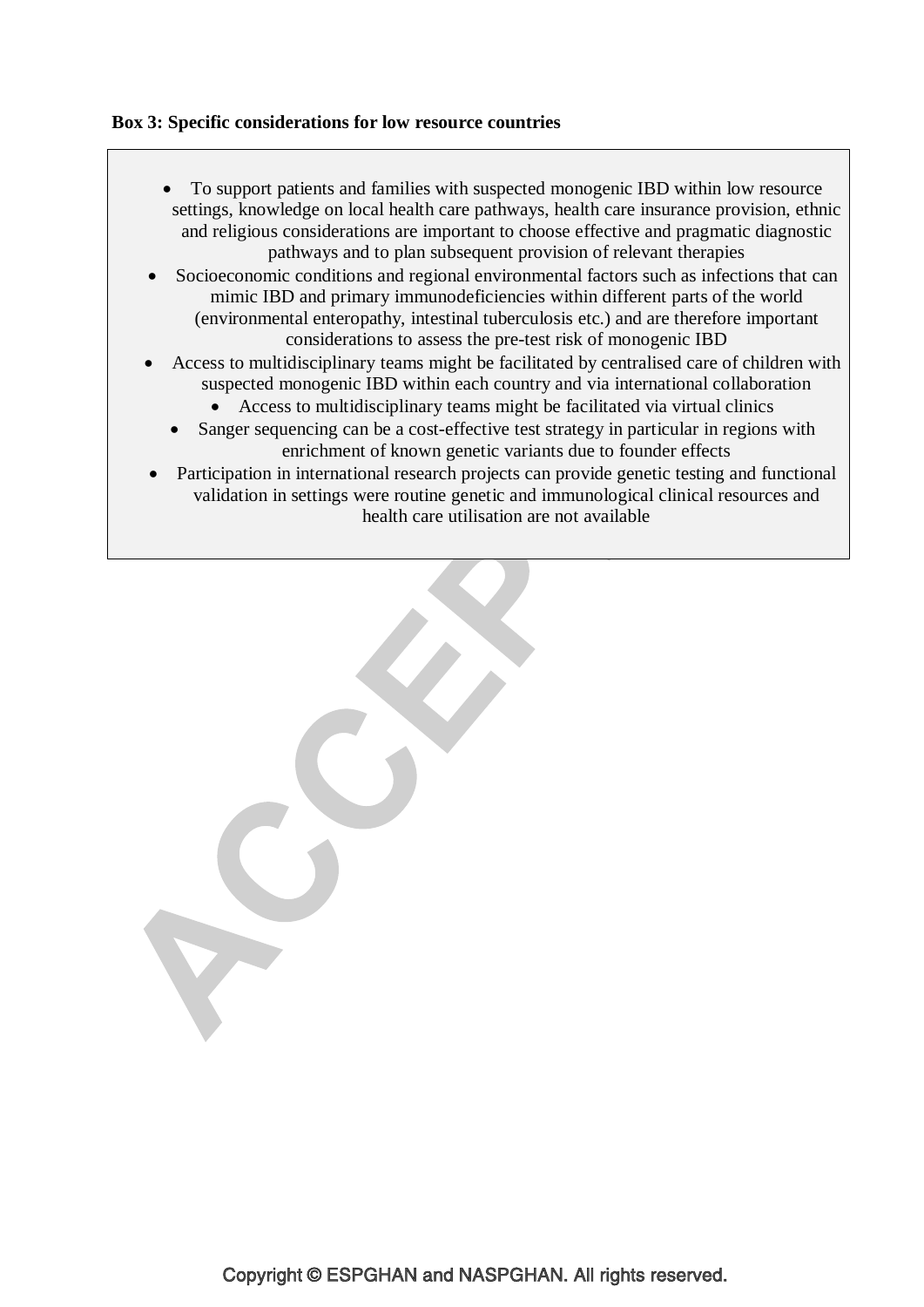**Box 3: Specific considerations for low resource countries**

- To support patients and families with suspected monogenic IBD within low resource settings, knowledge on local health care pathways, health care insurance provision, ethnic and religious considerations are important to choose effective and pragmatic diagnostic pathways and to plan subsequent provision of relevant therapies
- Socioeconomic conditions and regional environmental factors such as infections that can mimic IBD and primary immunodeficiencies within different parts of the world (environmental enteropathy, intestinal tuberculosis etc.) and are therefore important considerations to assess the pre-test risk of monogenic IBD
- Access to multidisciplinary teams might be facilitated by centralised care of children with suspected monogenic IBD within each country and via international collaboration
- Access to multidisciplinary teams might be facilitated via virtual clinics
- Sanger sequencing can be a cost-effective test strategy in particular in regions with enrichment of known genetic variants due to founder effects
- Participation in international research projects can provide genetic testing and functional validation in settings were routine genetic and immunological clinical resources and health care utilisation are not available